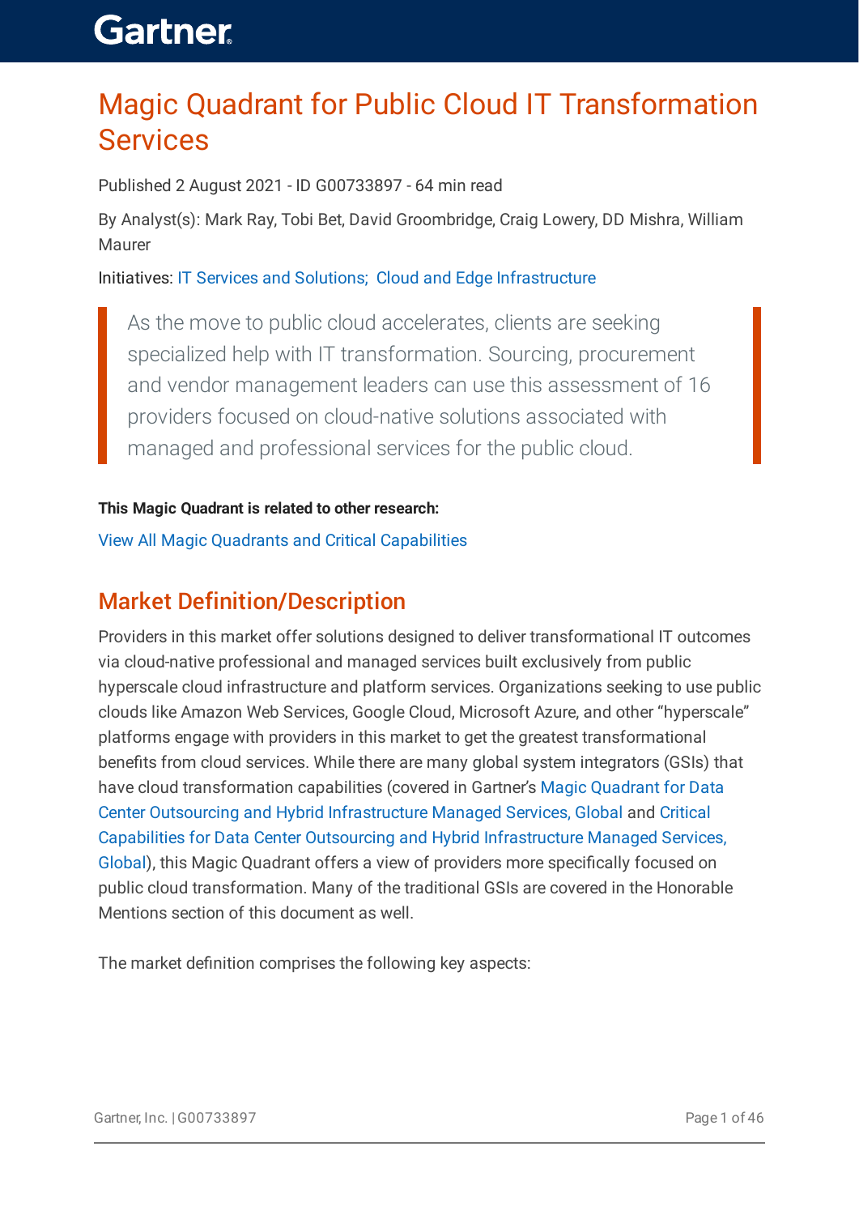# Magic Quadrant for Public Cloud IT Transformation Services

Published 2 August 2021 - ID G00733897 - 64 min read

By Analyst(s): Mark Ray, Tobi Bet, David Groombridge, Craig Lowery, DD Mishra, William Maurer

Initiatives: IT Services and Solutions; Cloud and Edge Infrastructure

> As the move to public cloud accelerates, clients are seeking specialized help with IT transformation. Sourcing, procurement and vendor management leaders can use this assessment of 16 providers focused on cloud-native solutions associated with managed and professional services for the public cloud.

**This Magic Quadrant is related to other research:**

View All Magic Quadrants and Critical Capabilities

## Market Definition/Description

Providers in this market offer solutions designed to deliver transformational IT outcomes via cloud-native professional and managed services built exclusively from public hyperscale cloud infrastructure and platform services. Organizations seeking to use public clouds like Amazon Web Services, Google Cloud, Microsoft Azure, and other "hyperscale" platforms engage with providers in this market to get the greatest transformational benefits from cloud services. While there are many global system integrators (GSIs) that have cloud transformation capabilities (covered in Gartner's Magic Quadrant for Data Center Outsourcing and Hybrid Infrastructure Managed Services, Global and Critical Capabilities for Data Center Outsourcing and Hybrid Infrastructure Managed Services, Global), this Magic Quadrant offers a view of providers more specifically focused on public cloud transformation. Many of the traditional GSIs are covered in the Honorable Mentions section of this document as well.

The market definition comprises the following key aspects: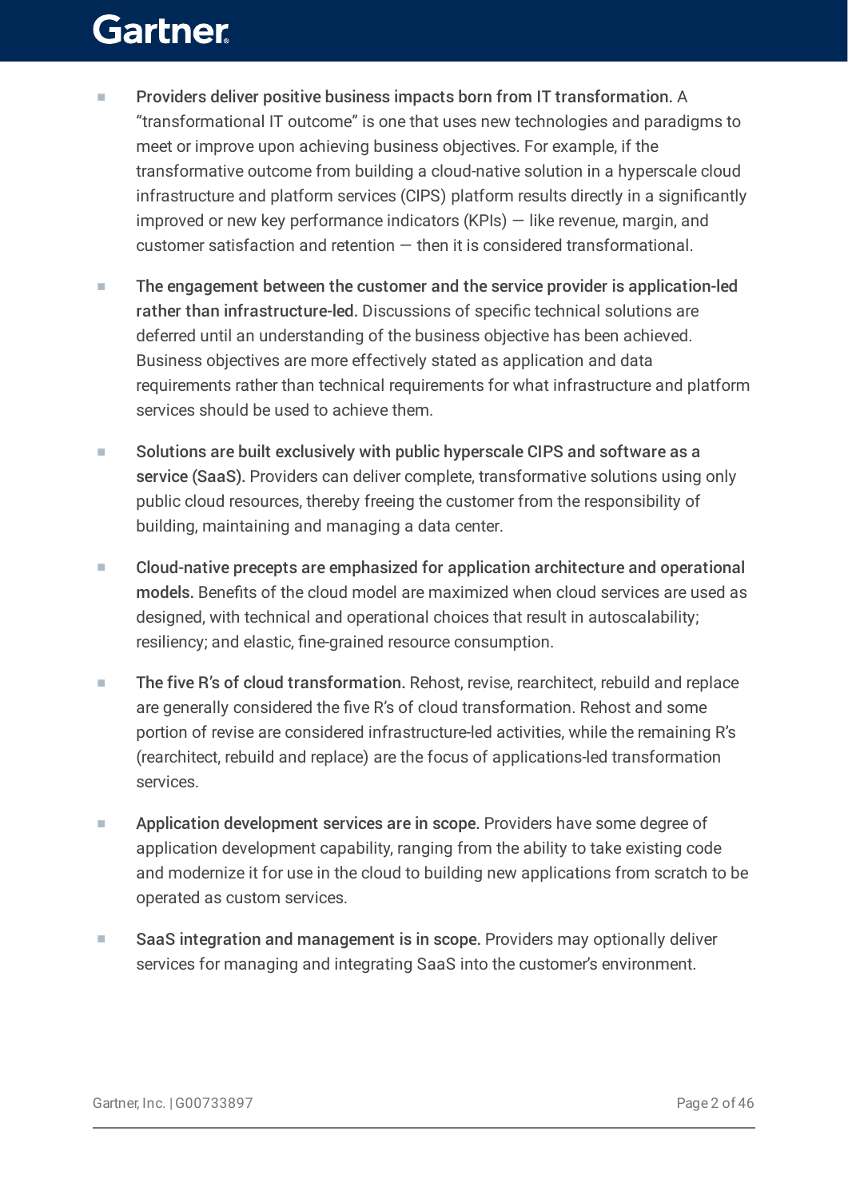- **Providers deliver positive business impacts born from IT transformation.** A "transformational IT outcome" is one that uses new technologies and paradigms to meet or improve upon achieving business objectives. For example, if the transformative outcome from building a cloud-native solution in a hyperscale cloud infrastructure and platform services (CIPS) platform results directly in a significantly improved or new key performance indicators (KPIs) — like revenue, margin, and customer satisfaction and retention — then it is considered transformational.

- **The engagement between the customer and the service provider is application-led rather than infrastructure-led.** Discussions of specific technical solutions are deferred until an understanding of the business objective has been achieved. Business objectives are more effectively stated as application and data requirements rather than technical requirements for what infrastructure and platform services should be used to achieve them.

- **Solutions are built exclusively with public hyperscale CIPS and software as a service (SaaS).** Providers can deliver complete, transformative solutions using only public cloud resources, thereby freeing the customer from the responsibility of building, maintaining and managing a data center.

- **Cloud-native precepts are emphasized for application architecture and operational models.** Benefits of the cloud model are maximized when cloud services are used as designed, with technical and operational choices that result in autoscalability; resiliency; and elastic, fine-grained resource consumption.

- **The five R's of cloud transformation.** Rehost, revise, rearchitect, rebuild and replace are generally considered the five R's of cloud transformation. Rehost and some portion of revise are considered infrastructure-led activities, while the remaining R's (rearchitect, rebuild and replace) are the focus of applications-led transformation services.

- **Application development services are in scope.** Providers have some degree of application development capability, ranging from the ability to take existing code and modernize it for use in the cloud to building new applications from scratch to be operated as custom services.

- **SaaS integration and management is in scope.** Providers may optionally deliver services for managing and integrating SaaS into the customer's environment.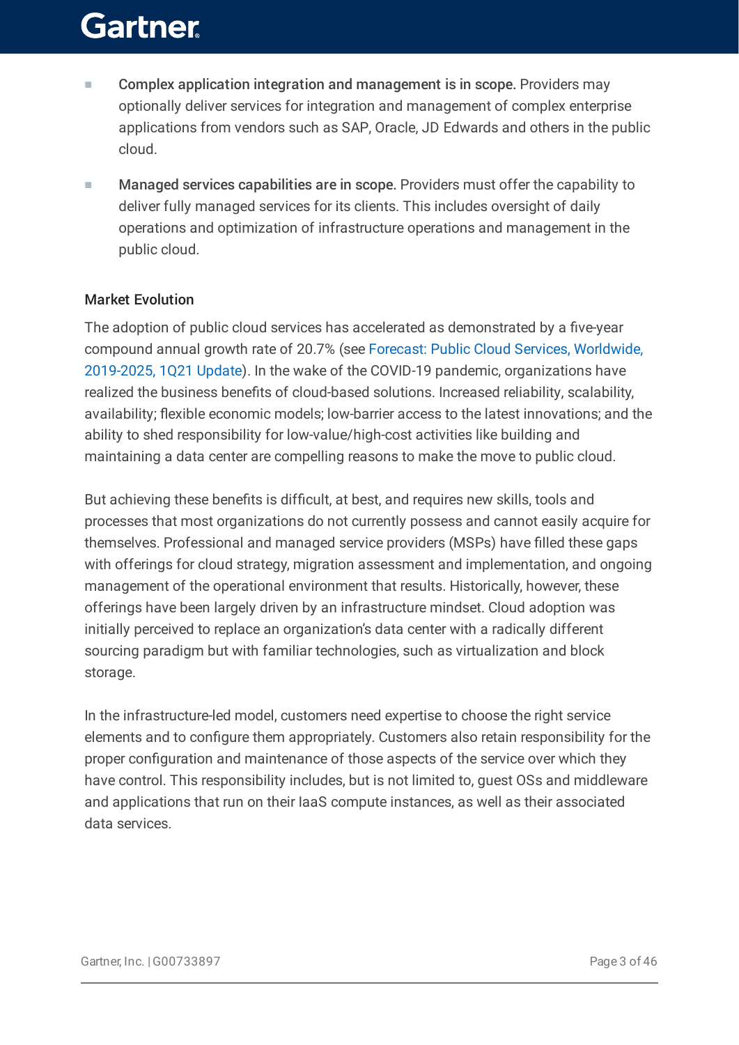- **Complex application integration and management is in scope.** Providers may optionally deliver services for integration and management of complex enterprise applications from vendors such as SAP, Oracle, JD Edwards and others in the public cloud.

- **Managed services capabilities are in scope.** Providers must offer the capability to deliver fully managed services for its clients. This includes oversight of daily operations and optimization of infrastructure operations and management in the public cloud.

### Market Evolution

The adoption of public cloud services has accelerated as demonstrated by a five-year compound annual growth rate of 20.7% (see Forecast: Public Cloud Services, Worldwide, 2019-2025, 1Q21 Update). In the wake of the COVID-19 pandemic, organizations have realized the business benefits of cloud-based solutions. Increased reliability, scalability, availability; flexible economic models; low-barrier access to the latest innovations; and the ability to shed responsibility for low-value/high-cost activities like building and maintaining a data center are compelling reasons to make the move to public cloud.

But achieving these benefits is difficult, at best, and requires new skills, tools and processes that most organizations do not currently possess and cannot easily acquire for themselves. Professional and managed service providers (MSPs) have filled these gaps with offerings for cloud strategy, migration assessment and implementation, and ongoing management of the operational environment that results. Historically, however, these offerings have been largely driven by an infrastructure mindset. Cloud adoption was initially perceived to replace an organization's data center with a radically different sourcing paradigm but with familiar technologies, such as virtualization and block storage.

In the infrastructure-led model, customers need expertise to choose the right service elements and to configure them appropriately. Customers also retain responsibility for the proper configuration and maintenance of those aspects of the service over which they have control. This responsibility includes, but is not limited to, guest OSs and middleware and applications that run on their IaaS compute instances, as well as their associated data services.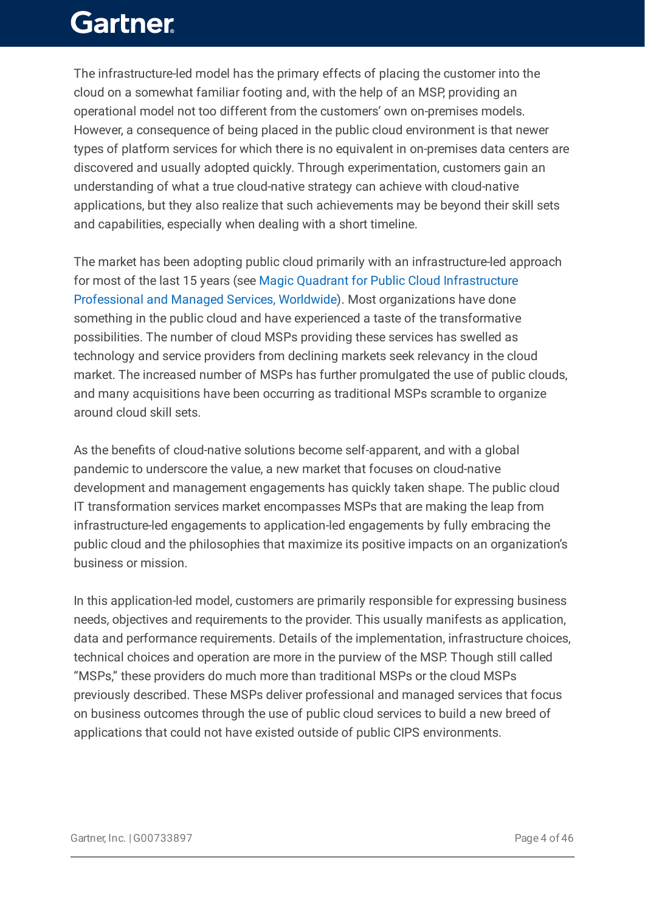The infrastructure-led model has the primary effects of placing the customer into the cloud on a somewhat familiar footing and, with the help of an MSP, providing an operational model not too different from the customers' own on-premises models. However, a consequence of being placed in the public cloud environment is that newer types of platform services for which there is no equivalent in on-premises data centers are discovered and usually adopted quickly. Through experimentation, customers gain an understanding of what a true cloud-native strategy can achieve with cloud-native applications, but they also realize that such achievements may be beyond their skill sets and capabilities, especially when dealing with a short timeline.

The market has been adopting public cloud primarily with an infrastructure-led approach for most of the last 15 years (see Magic Quadrant for Public Cloud Infrastructure Professional and Managed Services, Worldwide). Most organizations have done something in the public cloud and have experienced a taste of the transformative possibilities. The number of cloud MSPs providing these services has swelled as technology and service providers from declining markets seek relevancy in the cloud market. The increased number of MSPs has further promulgated the use of public clouds, and many acquisitions have been occurring as traditional MSPs scramble to organize around cloud skill sets.

As the benefits of cloud-native solutions become self-apparent, and with a global pandemic to underscore the value, a new market that focuses on cloud-native development and management engagements has quickly taken shape. The public cloud IT transformation services market encompasses MSPs that are making the leap from infrastructure-led engagements to application-led engagements by fully embracing the public cloud and the philosophies that maximize its positive impacts on an organization's business or mission.

In this application-led model, customers are primarily responsible for expressing business needs, objectives and requirements to the provider. This usually manifests as application, data and performance requirements. Details of the implementation, infrastructure choices, technical choices and operation are more in the purview of the MSP. Though still called "MSPs," these providers do much more than traditional MSPs or the cloud MSPs previously described. These MSPs deliver professional and managed services that focus on business outcomes through the use of public cloud services to build a new breed of applications that could not have existed outside of public CIPS environments.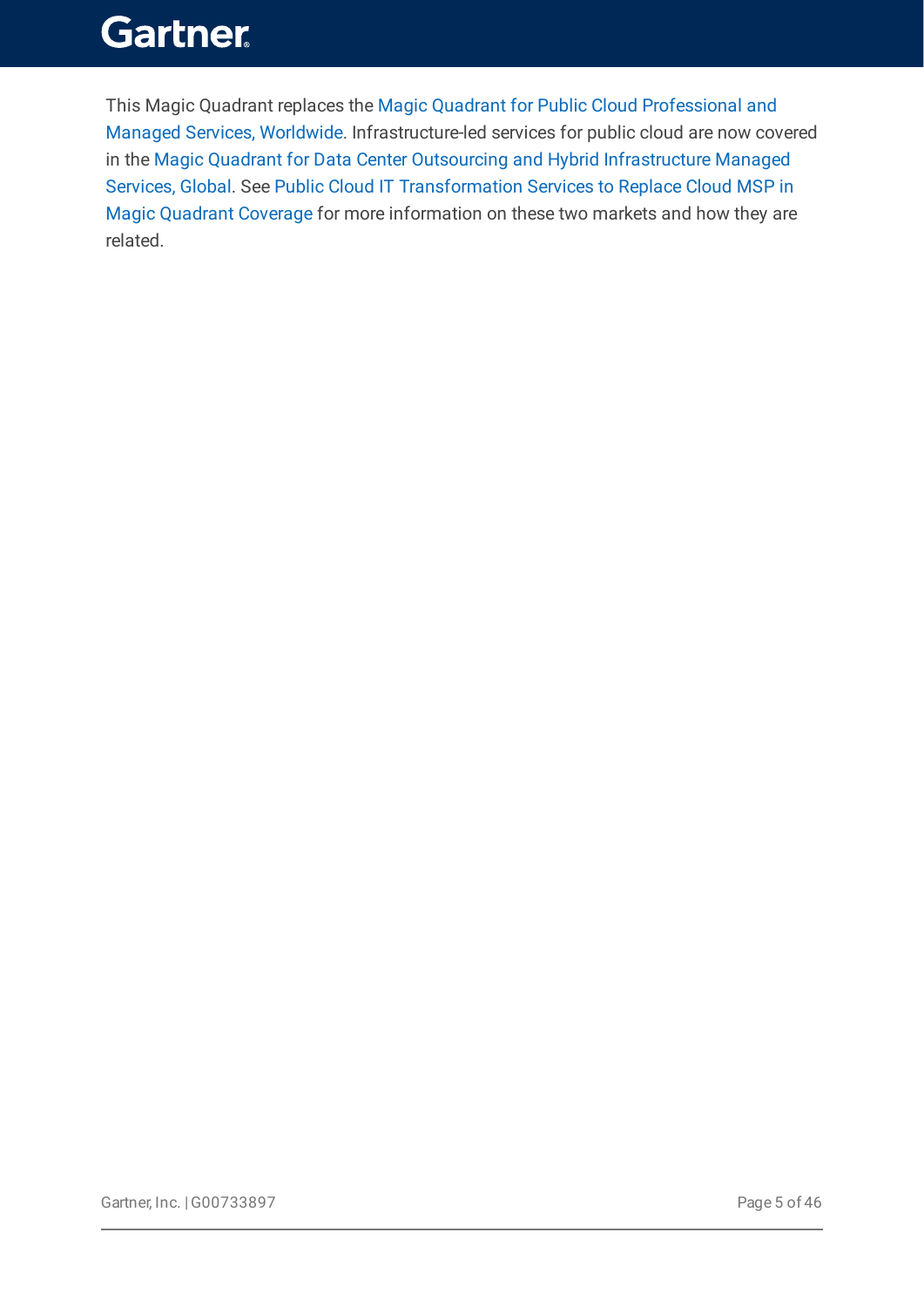This Magic Quadrant replaces the Magic Quadrant for Public Cloud Professional and Managed Services, Worldwide. Infrastructure-led services for public cloud are now covered in the Magic Quadrant for Data Center Outsourcing and Hybrid Infrastructure Managed Services, Global. See Public Cloud IT Transformation Services to Replace Cloud MSP in Magic Quadrant Coverage for more information on these two markets and how they are related.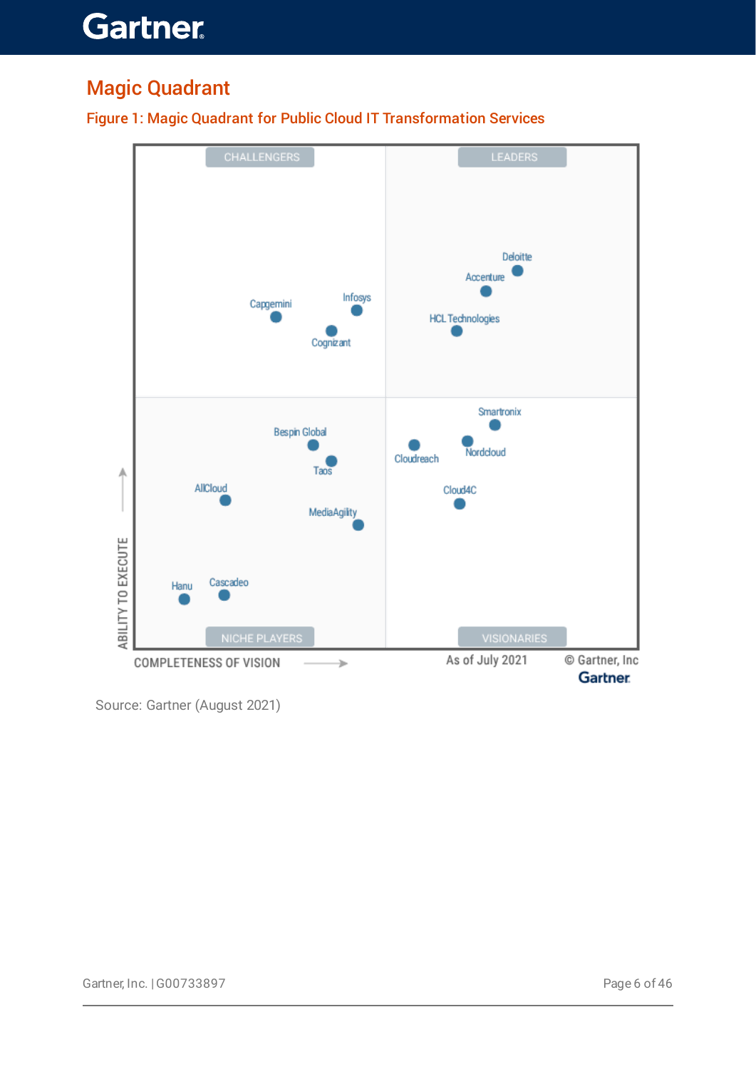## Magic Quadrant

### Figure 1: Magic Quadrant for Public Cloud IT Transformation Services

Source: Gartner (August 2021)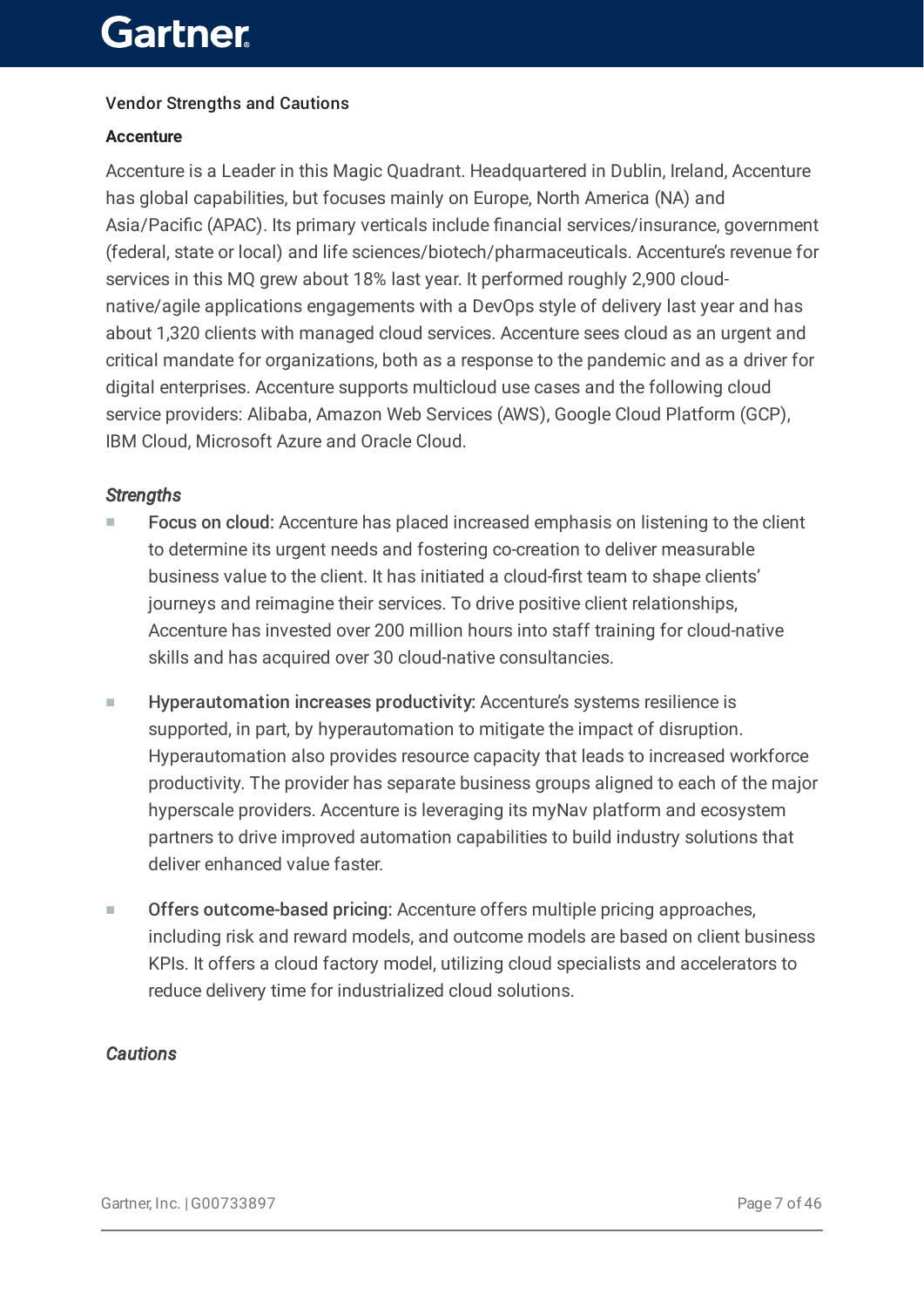## Vendor Strengths and Cautions

### Accenture

Accenture is a Leader in this Magic Quadrant. Headquartered in Dublin, Ireland, Accenture has global capabilities, but focuses mainly on Europe, North America (NA) and Asia/Pacific (APAC). Its primary verticals include financial services/insurance, government (federal, state or local) and life sciences/biotech/pharmaceuticals. Accenture's revenue for services in this MQ grew about 18% last year. It performed roughly 2,900 cloud-native/agile applications engagements with a DevOps style of delivery last year and has about 1,320 clients with managed cloud services. Accenture sees cloud as an urgent and critical mandate for organizations, both as a response to the pandemic and as a driver for digital enterprises. Accenture supports multicloud use cases and the following cloud service providers: Alibaba, Amazon Web Services (AWS), Google Cloud Platform (GCP), IBM Cloud, Microsoft Azure and Oracle Cloud.

#### *Strengths*

- Focus on cloud: Accenture has placed increased emphasis on listening to the client to determine its urgent needs and fostering co-creation to deliver measurable business value to the client. It has initiated a cloud-first team to shape clients' journeys and reimagine their services. To drive positive client relationships, Accenture has invested over 200 million hours into staff training for cloud-native skills and has acquired over 30 cloud-native consultancies.

- Hyperautomation increases productivity: Accenture's systems resilience is supported, in part, by hyperautomation to mitigate the impact of disruption. Hyperautomation also provides resource capacity that leads to increased workforce productivity. The provider has separate business groups aligned to each of the major hyperscale providers. Accenture is leveraging its myNav platform and ecosystem partners to drive improved automation capabilities to build industry solutions that deliver enhanced value faster.

- Offers outcome-based pricing: Accenture offers multiple pricing approaches, including risk and reward models, and outcome models are based on client business KPIs. It offers a cloud factory model, utilizing cloud specialists and accelerators to reduce delivery time for industrialized cloud solutions.

#### *Cautions*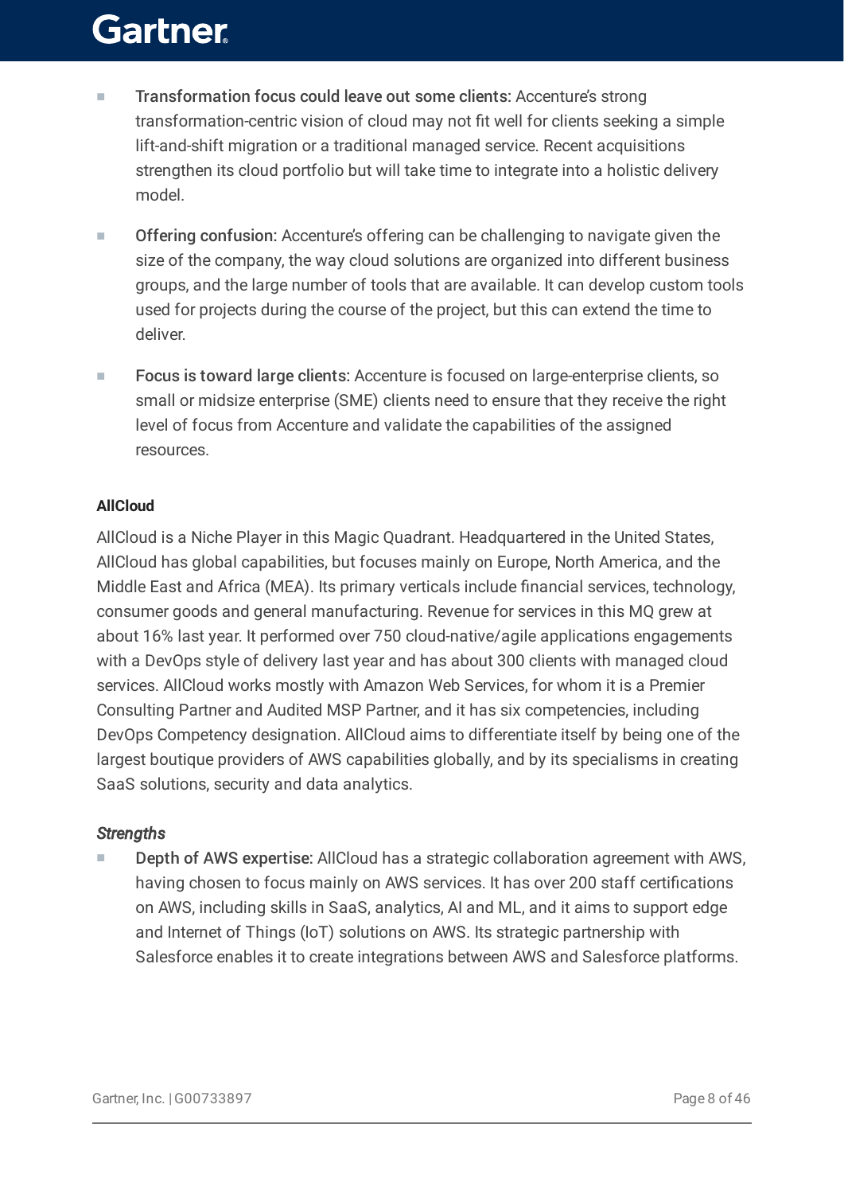- **Transformation focus could leave out some clients:** Accenture's strong transformation-centric vision of cloud may not fit well for clients seeking a simple lift-and-shift migration or a traditional managed service. Recent acquisitions strengthen its cloud portfolio but will take time to integrate into a holistic delivery model.

- **Offering confusion:** Accenture's offering can be challenging to navigate given the size of the company, the way cloud solutions are organized into different business groups, and the large number of tools that are available. It can develop custom tools used for projects during the course of the project, but this can extend the time to deliver.

- **Focus is toward large clients:** Accenture is focused on large-enterprise clients, so small or midsize enterprise (SME) clients need to ensure that they receive the right level of focus from Accenture and validate the capabilities of the assigned resources.

**AllCloud**

AllCloud is a Niche Player in this Magic Quadrant. Headquartered in the United States, AllCloud has global capabilities, but focuses mainly on Europe, North America, and the Middle East and Africa (MEA). Its primary verticals include financial services, technology, consumer goods and general manufacturing. Revenue for services in this MQ grew at about 16% last year. It performed over 750 cloud-native/agile applications engagements with a DevOps style of delivery last year and has about 300 clients with managed cloud services. AllCloud works mostly with Amazon Web Services, for whom it is a Premier Consulting Partner and Audited MSP Partner, and it has six competencies, including DevOps Competency designation. AllCloud aims to differentiate itself by being one of the largest boutique providers of AWS capabilities globally, and by its specialisms in creating SaaS solutions, security and data analytics.

*Strengths*

- **Depth of AWS expertise:** AllCloud has a strategic collaboration agreement with AWS, having chosen to focus mainly on AWS services. It has over 200 staff certifications on AWS, including skills in SaaS, analytics, AI and ML, and it aims to support edge and Internet of Things (IoT) solutions on AWS. Its strategic partnership with Salesforce enables it to create integrations between AWS and Salesforce platforms.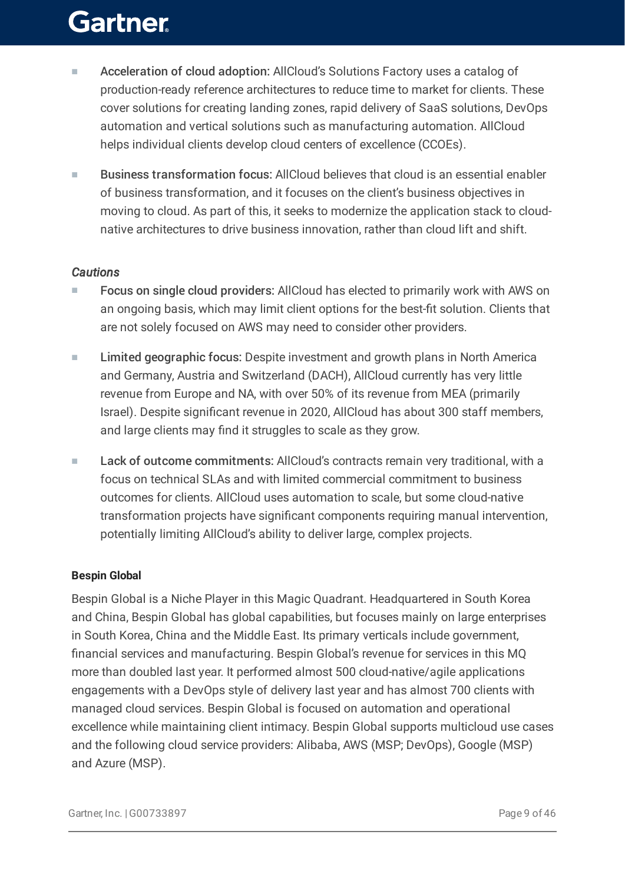- Acceleration of cloud adoption: AllCloud's Solutions Factory uses a catalog of production-ready reference architectures to reduce time to market for clients. These cover solutions for creating landing zones, rapid delivery of SaaS solutions, DevOps automation and vertical solutions such as manufacturing automation. AllCloud helps individual clients develop cloud centers of excellence (CCOEs).

- Business transformation focus: AllCloud believes that cloud is an essential enabler of business transformation, and it focuses on the client's business objectives in moving to cloud. As part of this, it seeks to modernize the application stack to cloud-native architectures to drive business innovation, rather than cloud lift and shift.

*Cautions*

- Focus on single cloud providers: AllCloud has elected to primarily work with AWS on an ongoing basis, which may limit client options for the best-fit solution. Clients that are not solely focused on AWS may need to consider other providers.

- Limited geographic focus: Despite investment and growth plans in North America and Germany, Austria and Switzerland (DACH), AllCloud currently has very little revenue from Europe and NA, with over 50% of its revenue from MEA (primarily Israel). Despite significant revenue in 2020, AllCloud has about 300 staff members, and large clients may find it struggles to scale as they grow.

- Lack of outcome commitments: AllCloud's contracts remain very traditional, with a focus on technical SLAs and with limited commercial commitment to business outcomes for clients. AllCloud uses automation to scale, but some cloud-native transformation projects have significant components requiring manual intervention, potentially limiting AllCloud's ability to deliver large, complex projects.

#### Bespin Global

Bespin Global is a Niche Player in this Magic Quadrant. Headquartered in South Korea and China, Bespin Global has global capabilities, but focuses mainly on large enterprises in South Korea, China and the Middle East. Its primary verticals include government, financial services and manufacturing. Bespin Global's revenue for services in this MQ more than doubled last year. It performed almost 500 cloud-native/agile applications engagements with a DevOps style of delivery last year and has almost 700 clients with managed cloud services. Bespin Global is focused on automation and operational excellence while maintaining client intimacy. Bespin Global supports multicloud use cases and the following cloud service providers: Alibaba, AWS (MSP; DevOps), Google (MSP) and Azure (MSP).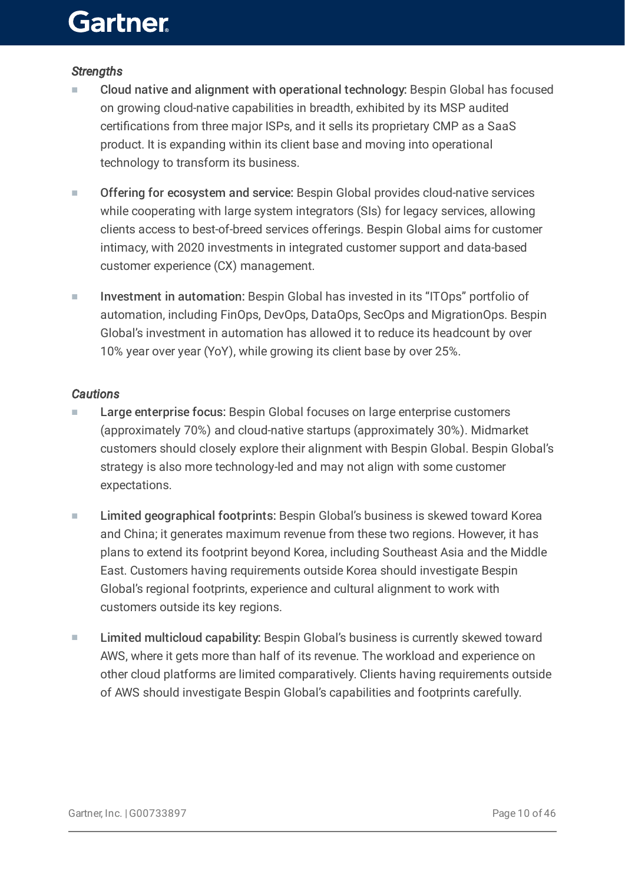*Strengths*

- **Cloud native and alignment with operational technology:** Bespin Global has focused on growing cloud-native capabilities in breadth, exhibited by its MSP audited certifications from three major ISPs, and it sells its proprietary CMP as a SaaS product. It is expanding within its client base and moving into operational technology to transform its business.

- **Offering for ecosystem and service:** Bespin Global provides cloud-native services while cooperating with large system integrators (SIs) for legacy services, allowing clients access to best-of-breed services offerings. Bespin Global aims for customer intimacy, with 2020 investments in integrated customer support and data-based customer experience (CX) management.

- **Investment in automation:** Bespin Global has invested in its "ITOps" portfolio of automation, including FinOps, DevOps, DataOps, SecOps and MigrationOps. Bespin Global's investment in automation has allowed it to reduce its headcount by over 10% year over year (YoY), while growing its client base by over 25%.

*Cautions*

- **Large enterprise focus:** Bespin Global focuses on large enterprise customers (approximately 70%) and cloud-native startups (approximately 30%). Midmarket customers should closely explore their alignment with Bespin Global. Bespin Global's strategy is also more technology-led and may not align with some customer expectations.

- **Limited geographical footprints:** Bespin Global's business is skewed toward Korea and China; it generates maximum revenue from these two regions. However, it has plans to extend its footprint beyond Korea, including Southeast Asia and the Middle East. Customers having requirements outside Korea should investigate Bespin Global's regional footprints, experience and cultural alignment to work with customers outside its key regions.

- **Limited multicloud capability:** Bespin Global's business is currently skewed toward AWS, where it gets more than half of its revenue. The workload and experience on other cloud platforms are limited comparatively. Clients having requirements outside of AWS should investigate Bespin Global's capabilities and footprints carefully.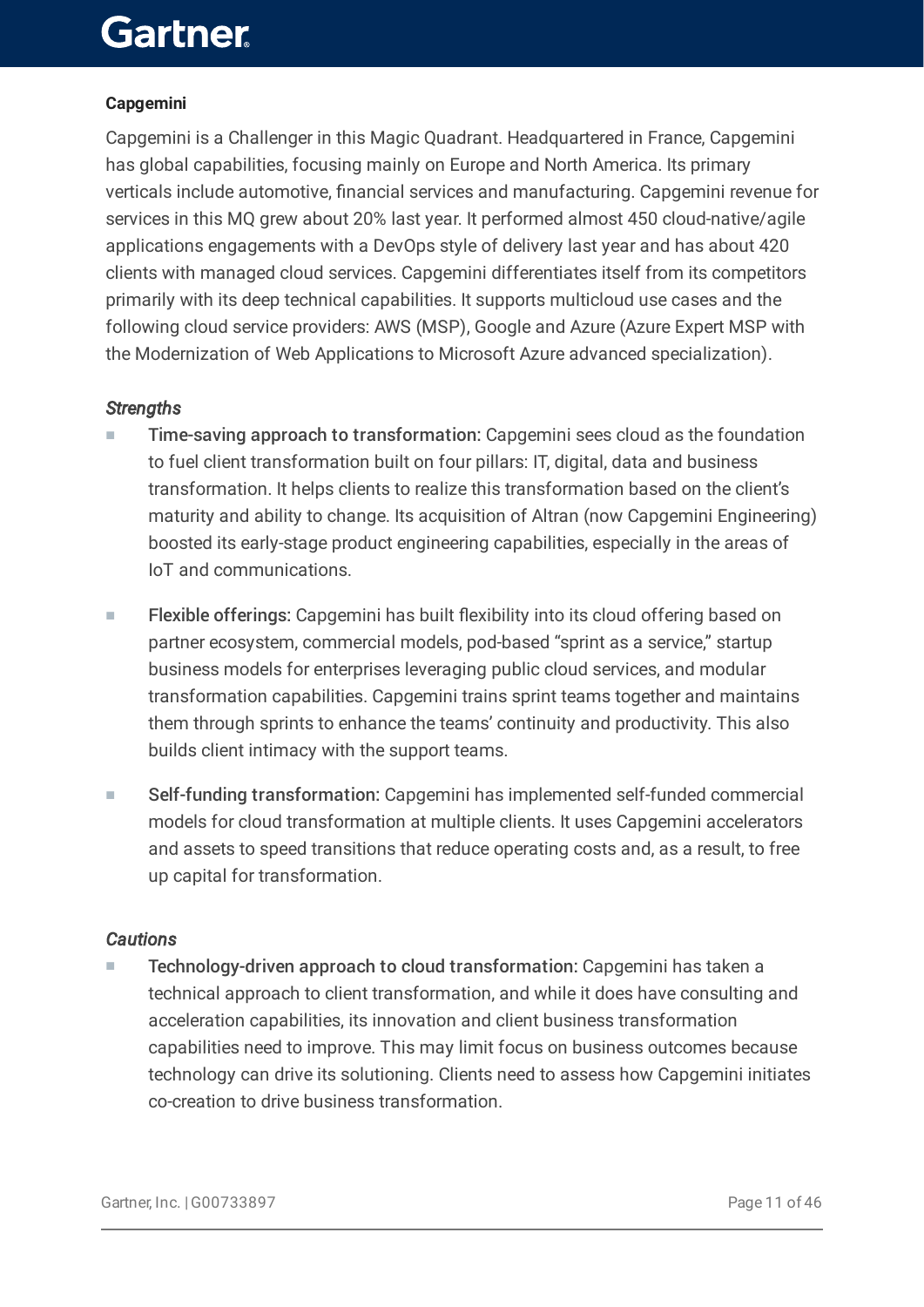**Capgemini**

Capgemini is a Challenger in this Magic Quadrant. Headquartered in France, Capgemini has global capabilities, focusing mainly on Europe and North America. Its primary verticals include automotive, financial services and manufacturing. Capgemini revenue for services in this MQ grew about 20% last year. It performed almost 450 cloud-native/agile applications engagements with a DevOps style of delivery last year and has about 420 clients with managed cloud services. Capgemini differentiates itself from its competitors primarily with its deep technical capabilities. It supports multicloud use cases and the following cloud service providers: AWS (MSP), Google and Azure (Azure Expert MSP with the Modernization of Web Applications to Microsoft Azure advanced specialization).

*Strengths*

- Time-saving approach to transformation: Capgemini sees cloud as the foundation to fuel client transformation built on four pillars: IT, digital, data and business transformation. It helps clients to realize this transformation based on the client's maturity and ability to change. Its acquisition of Altran (now Capgemini Engineering) boosted its early-stage product engineering capabilities, especially in the areas of IoT and communications.

- Flexible offerings: Capgemini has built flexibility into its cloud offering based on partner ecosystem, commercial models, pod-based "sprint as a service," startup business models for enterprises leveraging public cloud services, and modular transformation capabilities. Capgemini trains sprint teams together and maintains them through sprints to enhance the teams' continuity and productivity. This also builds client intimacy with the support teams.

- Self-funding transformation: Capgemini has implemented self-funded commercial models for cloud transformation at multiple clients. It uses Capgemini accelerators and assets to speed transitions that reduce operating costs and, as a result, to free up capital for transformation.

*Cautions*

- Technology-driven approach to cloud transformation: Capgemini has taken a technical approach to client transformation, and while it does have consulting and acceleration capabilities, its innovation and client business transformation capabilities need to improve. This may limit focus on business outcomes because technology can drive its solutioning. Clients need to assess how Capgemini initiates co-creation to drive business transformation.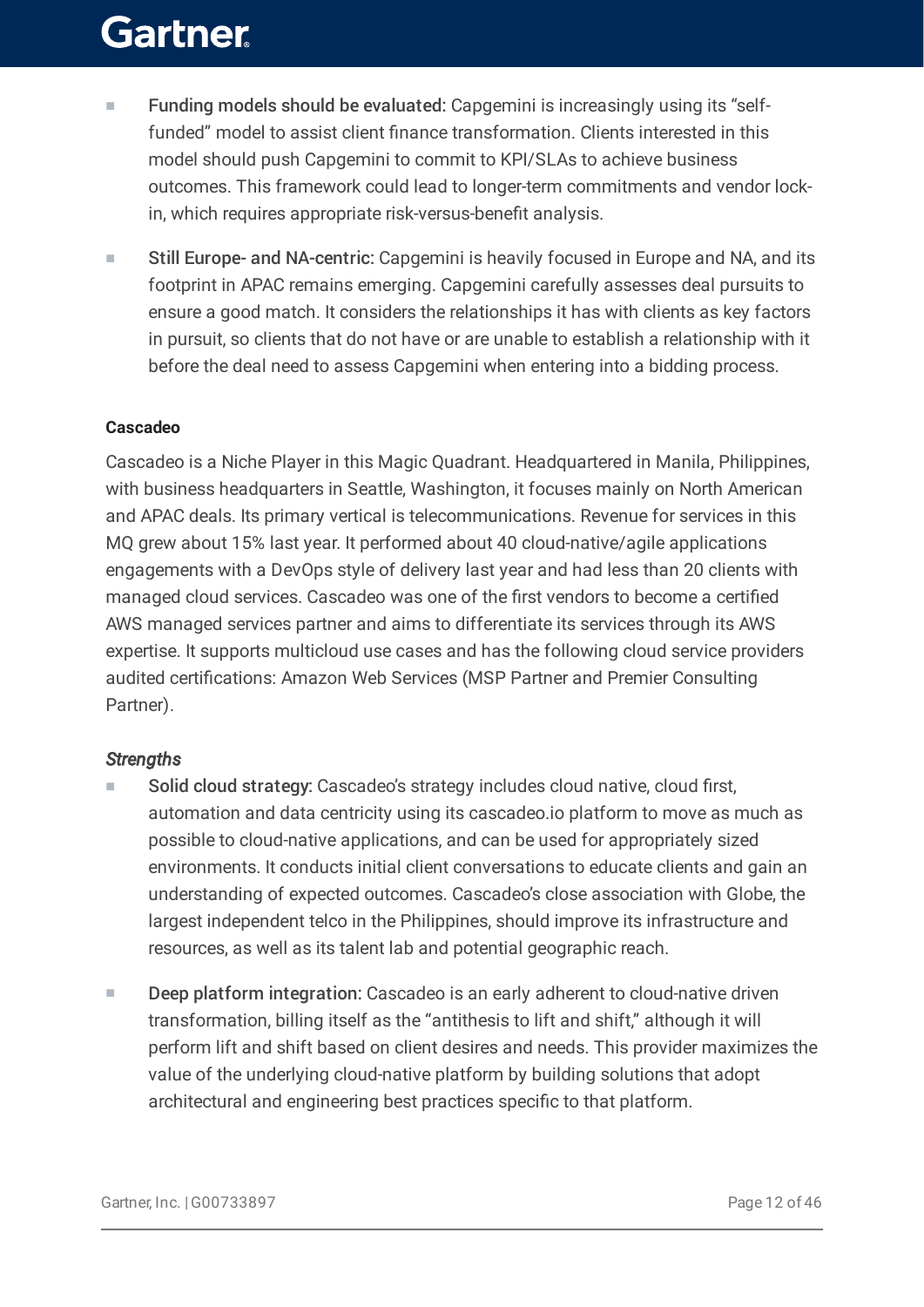- **Funding models should be evaluated:** Capgemini is increasingly using its "self-funded" model to assist client finance transformation. Clients interested in this model should push Capgemini to commit to KPI/SLAs to achieve business outcomes. This framework could lead to longer-term commitments and vendor lock-in, which requires appropriate risk-versus-benefit analysis.

- **Still Europe- and NA-centric:** Capgemini is heavily focused in Europe and NA, and its footprint in APAC remains emerging. Capgemini carefully assesses deal pursuits to ensure a good match. It considers the relationships it has with clients as key factors in pursuit, so clients that do not have or are unable to establish a relationship with it before the deal need to assess Capgemini when entering into a bidding process.

#### Cascadeo

Cascadeo is a Niche Player in this Magic Quadrant. Headquartered in Manila, Philippines, with business headquarters in Seattle, Washington, it focuses mainly on North American and APAC deals. Its primary vertical is telecommunications. Revenue for services in this MQ grew about 15% last year. It performed about 40 cloud-native/agile applications engagements with a DevOps style of delivery last year and had less than 20 clients with managed cloud services. Cascadeo was one of the first vendors to become a certified AWS managed services partner and aims to differentiate its services through its AWS expertise. It supports multicloud use cases and has the following cloud service providers audited certifications: Amazon Web Services (MSP Partner and Premier Consulting Partner).

*Strengths*

- **Solid cloud strategy:** Cascadeo's strategy includes cloud native, cloud first, automation and data centricity using its cascadeo.io platform to move as much as possible to cloud-native applications, and can be used for appropriately sized environments. It conducts initial client conversations to educate clients and gain an understanding of expected outcomes. Cascadeo's close association with Globe, the largest independent telco in the Philippines, should improve its infrastructure and resources, as well as its talent lab and potential geographic reach.

- **Deep platform integration:** Cascadeo is an early adherent to cloud-native driven transformation, billing itself as the "antithesis to lift and shift," although it will perform lift and shift based on client desires and needs. This provider maximizes the value of the underlying cloud-native platform by building solutions that adopt architectural and engineering best practices specific to that platform.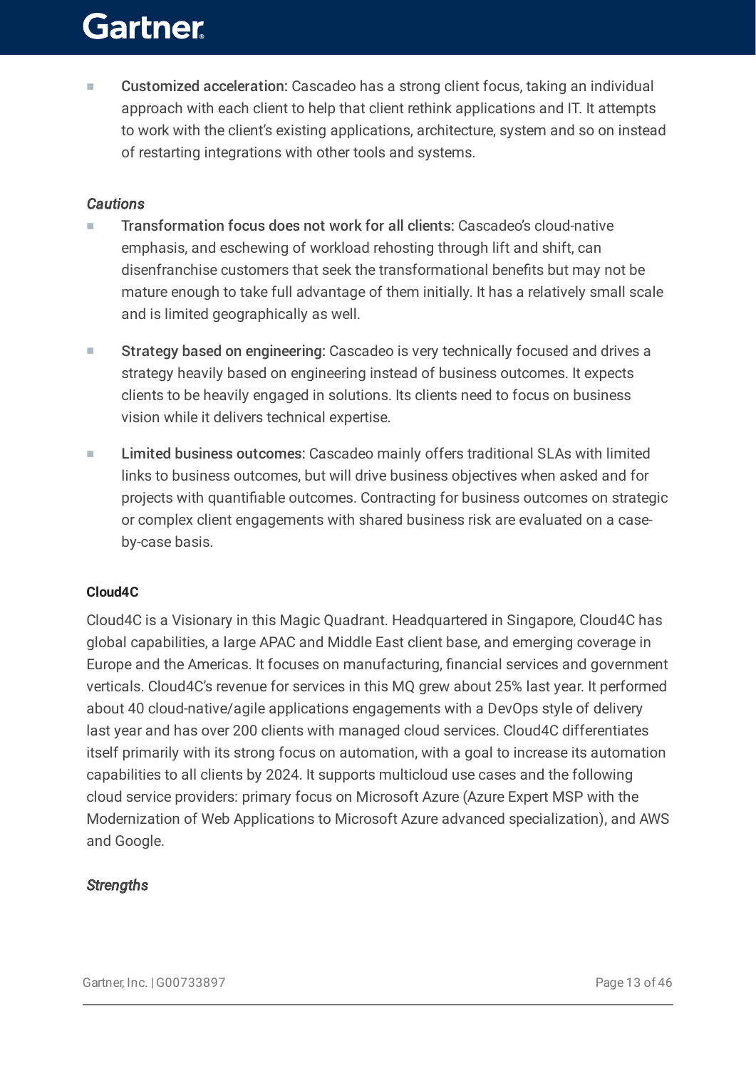- **Customized acceleration:** Cascadeo has a strong client focus, taking an individual approach with each client to help that client rethink applications and IT. It attempts to work with the client's existing applications, architecture, system and so on instead of restarting integrations with other tools and systems.

*Cautions*

- **Transformation focus does not work for all clients:** Cascadeo's cloud-native emphasis, and eschewing of workload rehosting through lift and shift, can disenfranchise customers that seek the transformational benefits but may not be mature enough to take full advantage of them initially. It has a relatively small scale and is limited geographically as well.

- **Strategy based on engineering:** Cascadeo is very technically focused and drives a strategy heavily based on engineering instead of business outcomes. It expects clients to be heavily engaged in solutions. Its clients need to focus on business vision while it delivers technical expertise.

- **Limited business outcomes:** Cascadeo mainly offers traditional SLAs with limited links to business outcomes, but will drive business objectives when asked and for projects with quantifiable outcomes. Contracting for business outcomes on strategic or complex client engagements with shared business risk are evaluated on a case-by-case basis.

**Cloud4C**

Cloud4C is a Visionary in this Magic Quadrant. Headquartered in Singapore, Cloud4C has global capabilities, a large APAC and Middle East client base, and emerging coverage in Europe and the Americas. It focuses on manufacturing, financial services and government verticals. Cloud4C's revenue for services in this MQ grew about 25% last year. It performed about 40 cloud-native/agile applications engagements with a DevOps style of delivery last year and has over 200 clients with managed cloud services. Cloud4C differentiates itself primarily with its strong focus on automation, with a goal to increase its automation capabilities to all clients by 2024. It supports multicloud use cases and the following cloud service providers: primary focus on Microsoft Azure (Azure Expert MSP with the Modernization of Web Applications to Microsoft Azure advanced specialization), and AWS and Google.

*Strengths*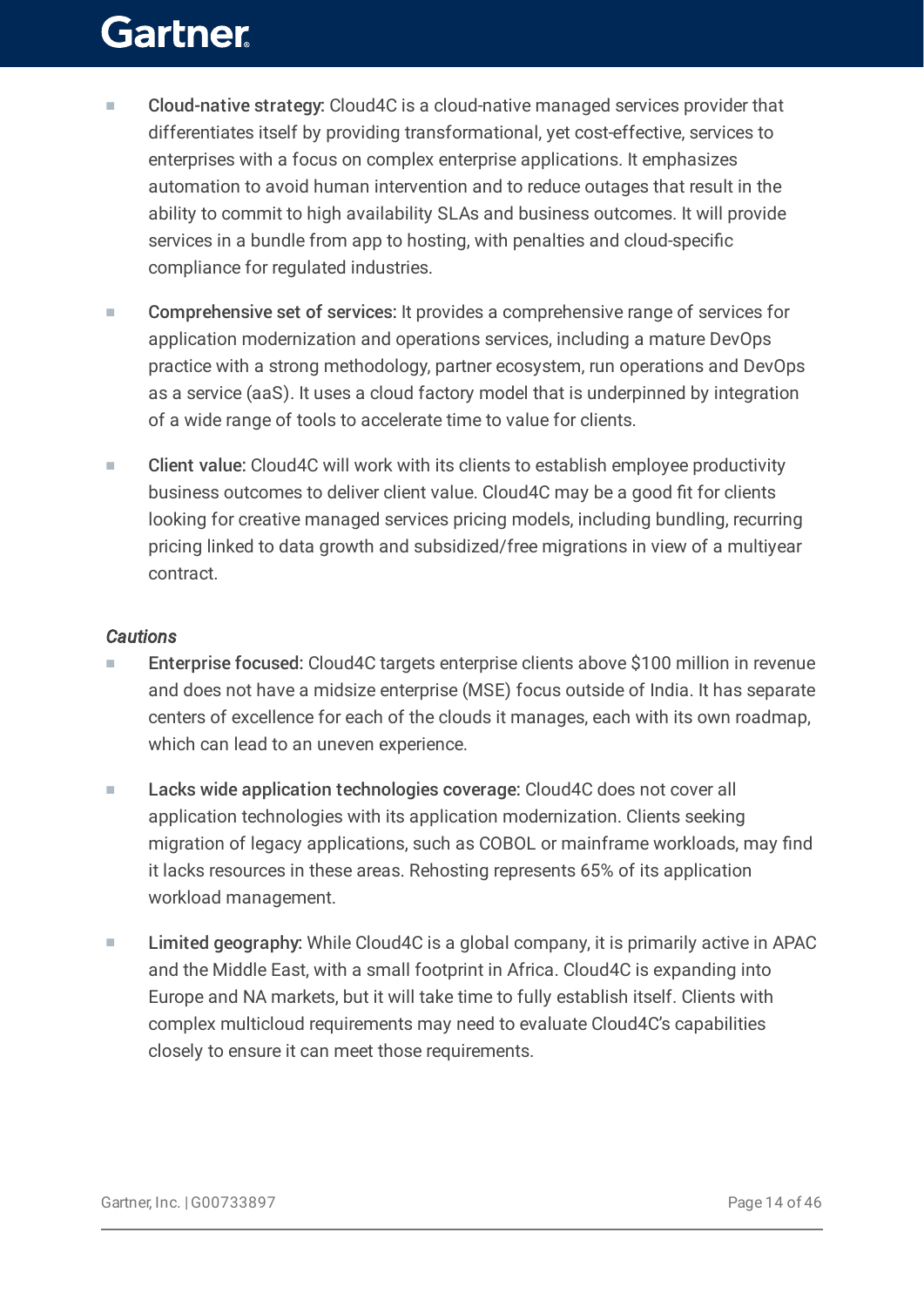- **Cloud-native strategy:** Cloud4C is a cloud-native managed services provider that differentiates itself by providing transformational, yet cost-effective, services to enterprises with a focus on complex enterprise applications. It emphasizes automation to avoid human intervention and to reduce outages that result in the ability to commit to high availability SLAs and business outcomes. It will provide services in a bundle from app to hosting, with penalties and cloud-specific compliance for regulated industries.

- **Comprehensive set of services:** It provides a comprehensive range of services for application modernization and operations services, including a mature DevOps practice with a strong methodology, partner ecosystem, run operations and DevOps as a service (aaS). It uses a cloud factory model that is underpinned by integration of a wide range of tools to accelerate time to value for clients.

- **Client value:** Cloud4C will work with its clients to establish employee productivity business outcomes to deliver client value. Cloud4C may be a good fit for clients looking for creative managed services pricing models, including bundling, recurring pricing linked to data growth and subsidized/free migrations in view of a multiyear contract.

### *Cautions*

- **Enterprise focused:** Cloud4C targets enterprise clients above $100 million in revenue and does not have a midsize enterprise (MSE) focus outside of India. It has separate centers of excellence for each of the clouds it manages, each with its own roadmap, which can lead to an uneven experience.

- **Lacks wide application technologies coverage:** Cloud4C does not cover all application technologies with its application modernization. Clients seeking migration of legacy applications, such as COBOL or mainframe workloads, may find it lacks resources in these areas. Rehosting represents 65% of its application workload management.

- **Limited geography:** While Cloud4C is a global company, it is primarily active in APAC and the Middle East, with a small footprint in Africa. Cloud4C is expanding into Europe and NA markets, but it will take time to fully establish itself. Clients with complex multicloud requirements may need to evaluate Cloud4C's capabilities closely to ensure it can meet those requirements.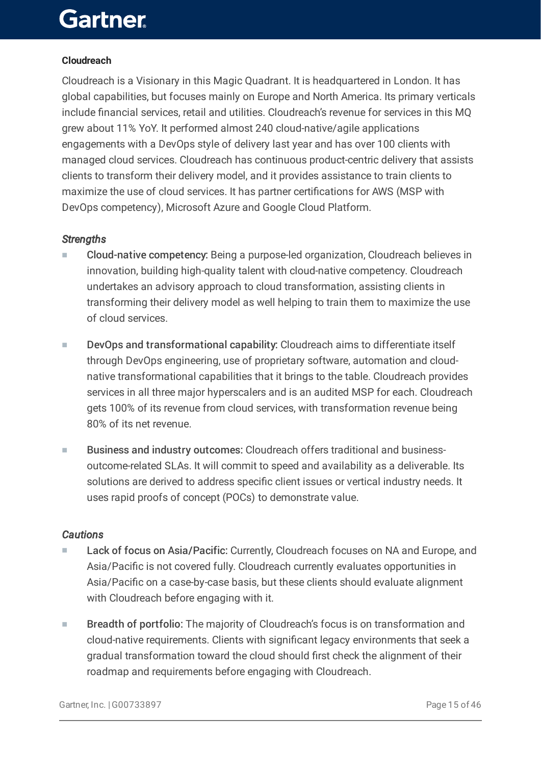### Cloudreach

Cloudreach is a Visionary in this Magic Quadrant. It is headquartered in London. It has global capabilities, but focuses mainly on Europe and North America. Its primary verticals include financial services, retail and utilities. Cloudreach's revenue for services in this MQ grew about 11% YoY. It performed almost 240 cloud-native/agile applications engagements with a DevOps style of delivery last year and has over 100 clients with managed cloud services. Cloudreach has continuous product-centric delivery that assists clients to transform their delivery model, and it provides assistance to train clients to maximize the use of cloud services. It has partner certifications for AWS (MSP with DevOps competency), Microsoft Azure and Google Cloud Platform.

*Strengths*

- Cloud-native competency: Being a purpose-led organization, Cloudreach believes in innovation, building high-quality talent with cloud-native competency. Cloudreach undertakes an advisory approach to cloud transformation, assisting clients in transforming their delivery model as well helping to train them to maximize the use of cloud services.

- DevOps and transformational capability: Cloudreach aims to differentiate itself through DevOps engineering, use of proprietary software, automation and cloud-native transformational capabilities that it brings to the table. Cloudreach provides services in all three major hyperscalers and is an audited MSP for each. Cloudreach gets 100% of its revenue from cloud services, with transformation revenue being 80% of its net revenue.

- Business and industry outcomes: Cloudreach offers traditional and business-outcome-related SLAs. It will commit to speed and availability as a deliverable. Its solutions are derived to address specific client issues or vertical industry needs. It uses rapid proofs of concept (POCs) to demonstrate value.

*Cautions*

- Lack of focus on Asia/Pacific: Currently, Cloudreach focuses on NA and Europe, and Asia/Pacific is not covered fully. Cloudreach currently evaluates opportunities in Asia/Pacific on a case-by-case basis, but these clients should evaluate alignment with Cloudreach before engaging with it.

- Breadth of portfolio: The majority of Cloudreach's focus is on transformation and cloud-native requirements. Clients with significant legacy environments that seek a gradual transformation toward the cloud should first check the alignment of their roadmap and requirements before engaging with Cloudreach.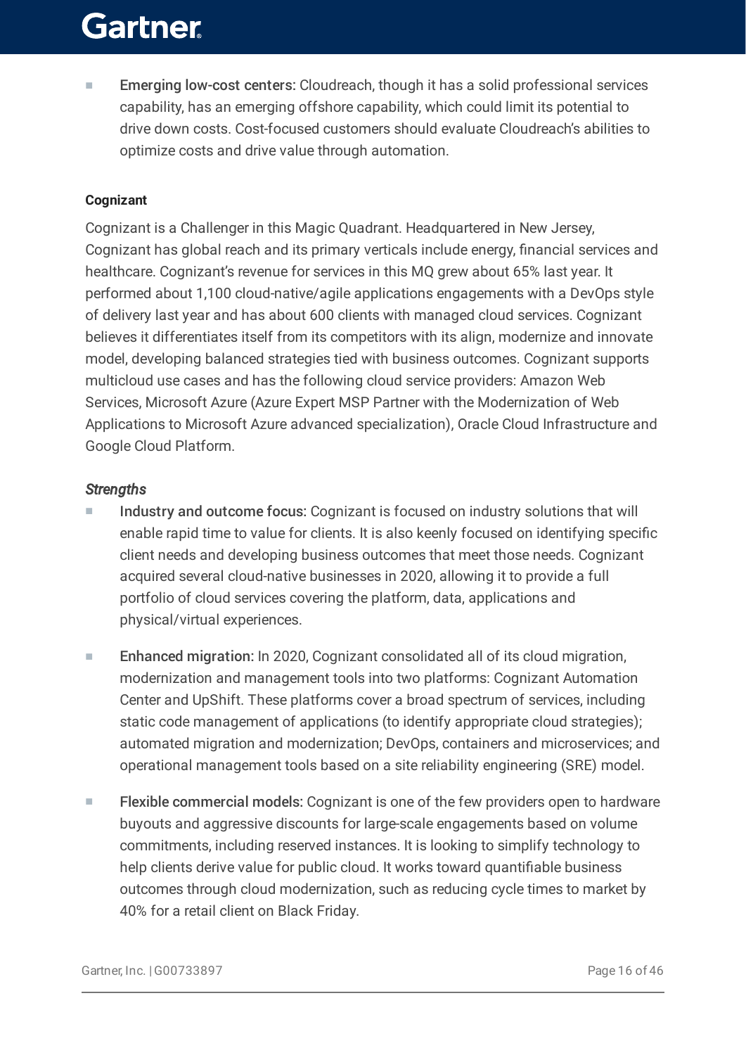- Emerging low-cost centers: Cloudreach, though it has a solid professional services capability, has an emerging offshore capability, which could limit its potential to drive down costs. Cost-focused customers should evaluate Cloudreach's abilities to optimize costs and drive value through automation.

**Cognizant**

Cognizant is a Challenger in this Magic Quadrant. Headquartered in New Jersey, Cognizant has global reach and its primary verticals include energy, financial services and healthcare. Cognizant's revenue for services in this MQ grew about 65% last year. It performed about 1,100 cloud-native/agile applications engagements with a DevOps style of delivery last year and has about 600 clients with managed cloud services. Cognizant believes it differentiates itself from its competitors with its align, modernize and innovate model, developing balanced strategies tied with business outcomes. Cognizant supports multicloud use cases and has the following cloud service providers: Amazon Web Services, Microsoft Azure (Azure Expert MSP Partner with the Modernization of Web Applications to Microsoft Azure advanced specialization), Oracle Cloud Infrastructure and Google Cloud Platform.

***Strengths***

- Industry and outcome focus: Cognizant is focused on industry solutions that will enable rapid time to value for clients. It is also keenly focused on identifying specific client needs and developing business outcomes that meet those needs. Cognizant acquired several cloud-native businesses in 2020, allowing it to provide a full portfolio of cloud services covering the platform, data, applications and physical/virtual experiences.

- Enhanced migration: In 2020, Cognizant consolidated all of its cloud migration, modernization and management tools into two platforms: Cognizant Automation Center and UpShift. These platforms cover a broad spectrum of services, including static code management of applications (to identify appropriate cloud strategies); automated migration and modernization; DevOps, containers and microservices; and operational management tools based on a site reliability engineering (SRE) model.

- Flexible commercial models: Cognizant is one of the few providers open to hardware buyouts and aggressive discounts for large-scale engagements based on volume commitments, including reserved instances. It is looking to simplify technology to help clients derive value for public cloud. It works toward quantifiable business outcomes through cloud modernization, such as reducing cycle times to market by 40% for a retail client on Black Friday.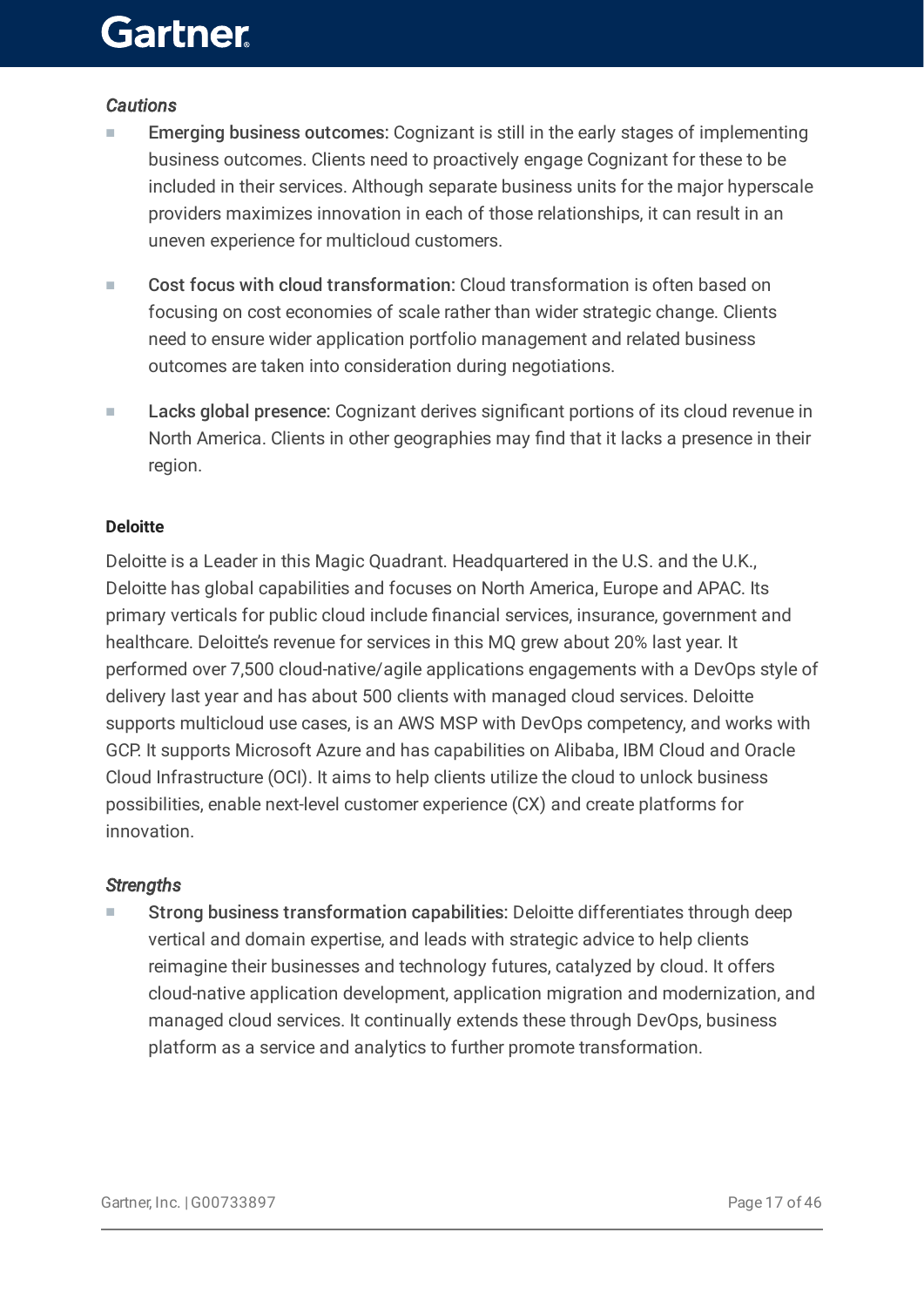*Cautions*

- **Emerging business outcomes:** Cognizant is still in the early stages of implementing business outcomes. Clients need to proactively engage Cognizant for these to be included in their services. Although separate business units for the major hyperscale providers maximizes innovation in each of those relationships, it can result in an uneven experience for multicloud customers.

- **Cost focus with cloud transformation:** Cloud transformation is often based on focusing on cost economies of scale rather than wider strategic change. Clients need to ensure wider application portfolio management and related business outcomes are taken into consideration during negotiations.

- **Lacks global presence:** Cognizant derives significant portions of its cloud revenue in North America. Clients in other geographies may find that it lacks a presence in their region.

**Deloitte**

Deloitte is a Leader in this Magic Quadrant. Headquartered in the U.S. and the U.K., Deloitte has global capabilities and focuses on North America, Europe and APAC. Its primary verticals for public cloud include financial services, insurance, government and healthcare. Deloitte's revenue for services in this MQ grew about 20% last year. It performed over 7,500 cloud-native/agile applications engagements with a DevOps style of delivery last year and has about 500 clients with managed cloud services. Deloitte supports multicloud use cases, is an AWS MSP with DevOps competency, and works with GCP. It supports Microsoft Azure and has capabilities on Alibaba, IBM Cloud and Oracle Cloud Infrastructure (OCI). It aims to help clients utilize the cloud to unlock business possibilities, enable next-level customer experience (CX) and create platforms for innovation.

*Strengths*

- **Strong business transformation capabilities:** Deloitte differentiates through deep vertical and domain expertise, and leads with strategic advice to help clients reimagine their businesses and technology futures, catalyzed by cloud. It offers cloud-native application development, application migration and modernization, and managed cloud services. It continually extends these through DevOps, business platform as a service and analytics to further promote transformation.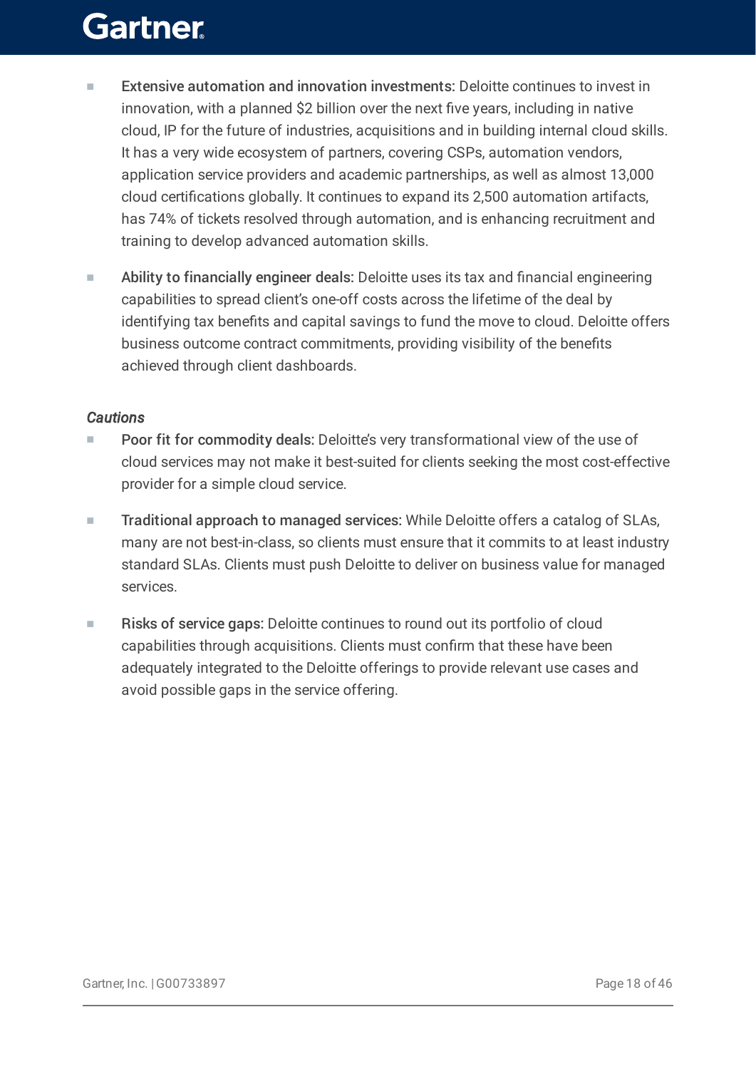- **Extensive automation and innovation investments:** Deloitte continues to invest in innovation, with a planned $2 billion over the next five years, including in native cloud, IP for the future of industries, acquisitions and in building internal cloud skills. It has a very wide ecosystem of partners, covering CSPs, automation vendors, application service providers and academic partnerships, as well as almost 13,000 cloud certifications globally. It continues to expand its 2,500 automation artifacts, has 74% of tickets resolved through automation, and is enhancing recruitment and training to develop advanced automation skills.

- **Ability to financially engineer deals:** Deloitte uses its tax and financial engineering capabilities to spread client's one-off costs across the lifetime of the deal by identifying tax benefits and capital savings to fund the move to cloud. Deloitte offers business outcome contract commitments, providing visibility of the benefits achieved through client dashboards.

*Cautions*

- **Poor fit for commodity deals:** Deloitte's very transformational view of the use of cloud services may not make it best-suited for clients seeking the most cost-effective provider for a simple cloud service.

- **Traditional approach to managed services:** While Deloitte offers a catalog of SLAs, many are not best-in-class, so clients must ensure that it commits to at least industry standard SLAs. Clients must push Deloitte to deliver on business value for managed services.

- **Risks of service gaps:** Deloitte continues to round out its portfolio of cloud capabilities through acquisitions. Clients must confirm that these have been adequately integrated to the Deloitte offerings to provide relevant use cases and avoid possible gaps in the service offering.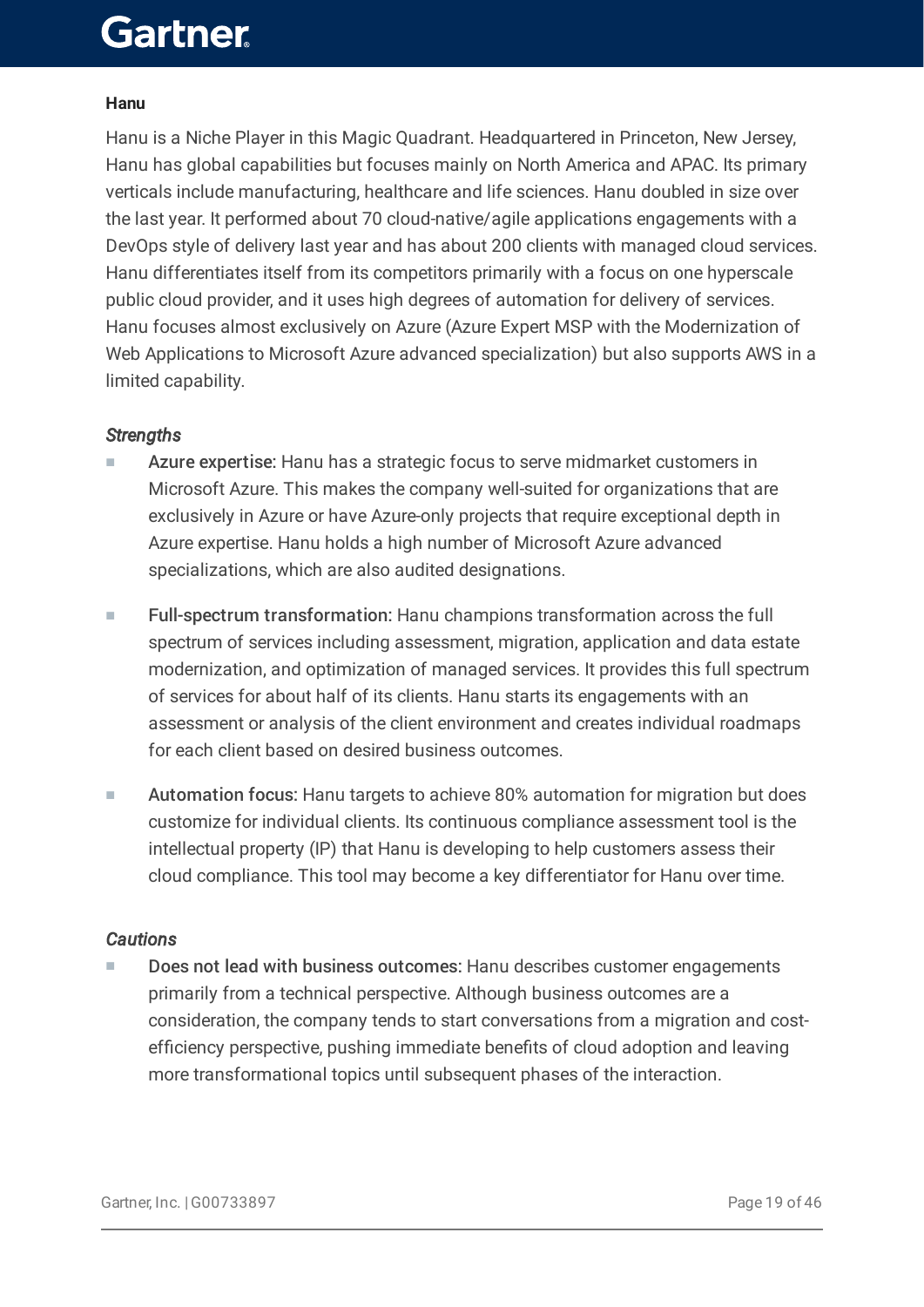**Hanu**

Hanu is a Niche Player in this Magic Quadrant. Headquartered in Princeton, New Jersey, Hanu has global capabilities but focuses mainly on North America and APAC. Its primary verticals include manufacturing, healthcare and life sciences. Hanu doubled in size over the last year. It performed about 70 cloud-native/agile applications engagements with a DevOps style of delivery last year and has about 200 clients with managed cloud services. Hanu differentiates itself from its competitors primarily with a focus on one hyperscale public cloud provider, and it uses high degrees of automation for delivery of services. Hanu focuses almost exclusively on Azure (Azure Expert MSP with the Modernization of Web Applications to Microsoft Azure advanced specialization) but also supports AWS in a limited capability.

*Strengths*

- Azure expertise: Hanu has a strategic focus to serve midmarket customers in Microsoft Azure. This makes the company well-suited for organizations that are exclusively in Azure or have Azure-only projects that require exceptional depth in Azure expertise. Hanu holds a high number of Microsoft Azure advanced specializations, which are also audited designations.
- Full-spectrum transformation: Hanu champions transformation across the full spectrum of services including assessment, migration, application and data estate modernization, and optimization of managed services. It provides this full spectrum of services for about half of its clients. Hanu starts its engagements with an assessment or analysis of the client environment and creates individual roadmaps for each client based on desired business outcomes.
- Automation focus: Hanu targets to achieve 80% automation for migration but does customize for individual clients. Its continuous compliance assessment tool is the intellectual property (IP) that Hanu is developing to help customers assess their cloud compliance. This tool may become a key differentiator for Hanu over time.

*Cautions*

- Does not lead with business outcomes: Hanu describes customer engagements primarily from a technical perspective. Although business outcomes are a consideration, the company tends to start conversations from a migration and cost-efficiency perspective, pushing immediate benefits of cloud adoption and leaving more transformational topics until subsequent phases of the interaction.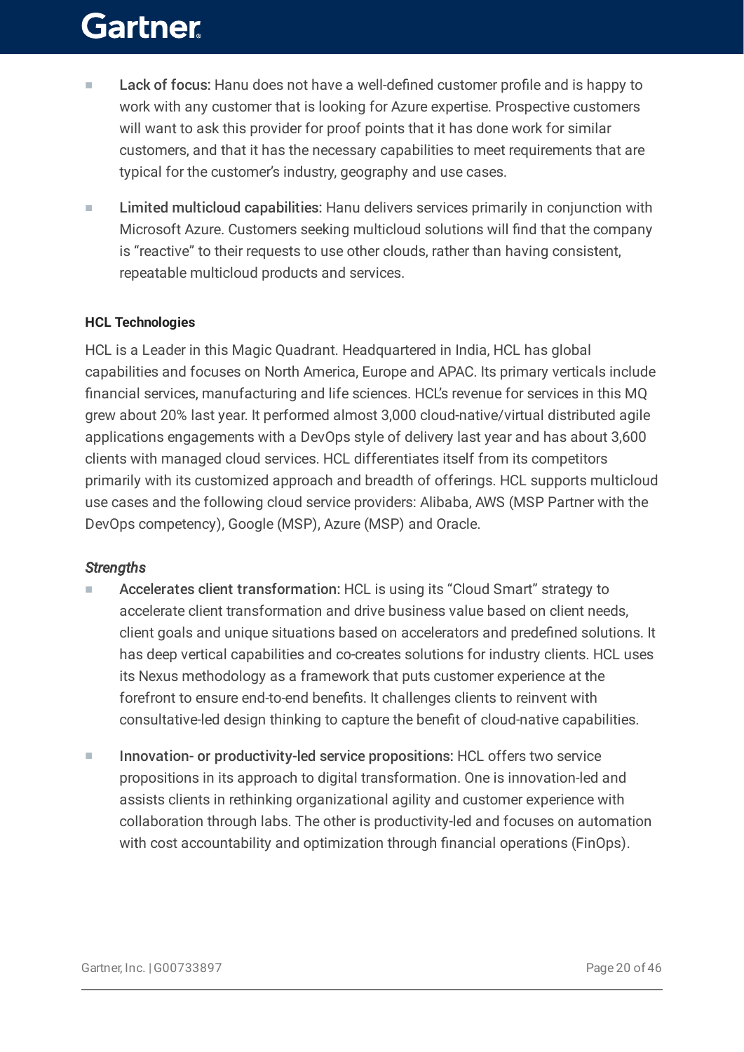- Lack of focus: Hanu does not have a well-defined customer profile and is happy to work with any customer that is looking for Azure expertise. Prospective customers will want to ask this provider for proof points that it has done work for similar customers, and that it has the necessary capabilities to meet requirements that are typical for the customer's industry, geography and use cases.

- Limited multicloud capabilities: Hanu delivers services primarily in conjunction with Microsoft Azure. Customers seeking multicloud solutions will find that the company is "reactive" to their requests to use other clouds, rather than having consistent, repeatable multicloud products and services.

**HCL Technologies**

HCL is a Leader in this Magic Quadrant. Headquartered in India, HCL has global capabilities and focuses on North America, Europe and APAC. Its primary verticals include financial services, manufacturing and life sciences. HCL's revenue for services in this MQ grew about 20% last year. It performed almost 3,000 cloud-native/virtual distributed agile applications engagements with a DevOps style of delivery last year and has about 3,600 clients with managed cloud services. HCL differentiates itself from its competitors primarily with its customized approach and breadth of offerings. HCL supports multicloud use cases and the following cloud service providers: Alibaba, AWS (MSP Partner with the DevOps competency), Google (MSP), Azure (MSP) and Oracle.

*Strengths*

- Accelerates client transformation: HCL is using its "Cloud Smart" strategy to accelerate client transformation and drive business value based on client needs, client goals and unique situations based on accelerators and predefined solutions. It has deep vertical capabilities and co-creates solutions for industry clients. HCL uses its Nexus methodology as a framework that puts customer experience at the forefront to ensure end-to-end benefits. It challenges clients to reinvent with consultative-led design thinking to capture the benefit of cloud-native capabilities.

- Innovation- or productivity-led service propositions: HCL offers two service propositions in its approach to digital transformation. One is innovation-led and assists clients in rethinking organizational agility and customer experience with collaboration through labs. The other is productivity-led and focuses on automation with cost accountability and optimization through financial operations (FinOps).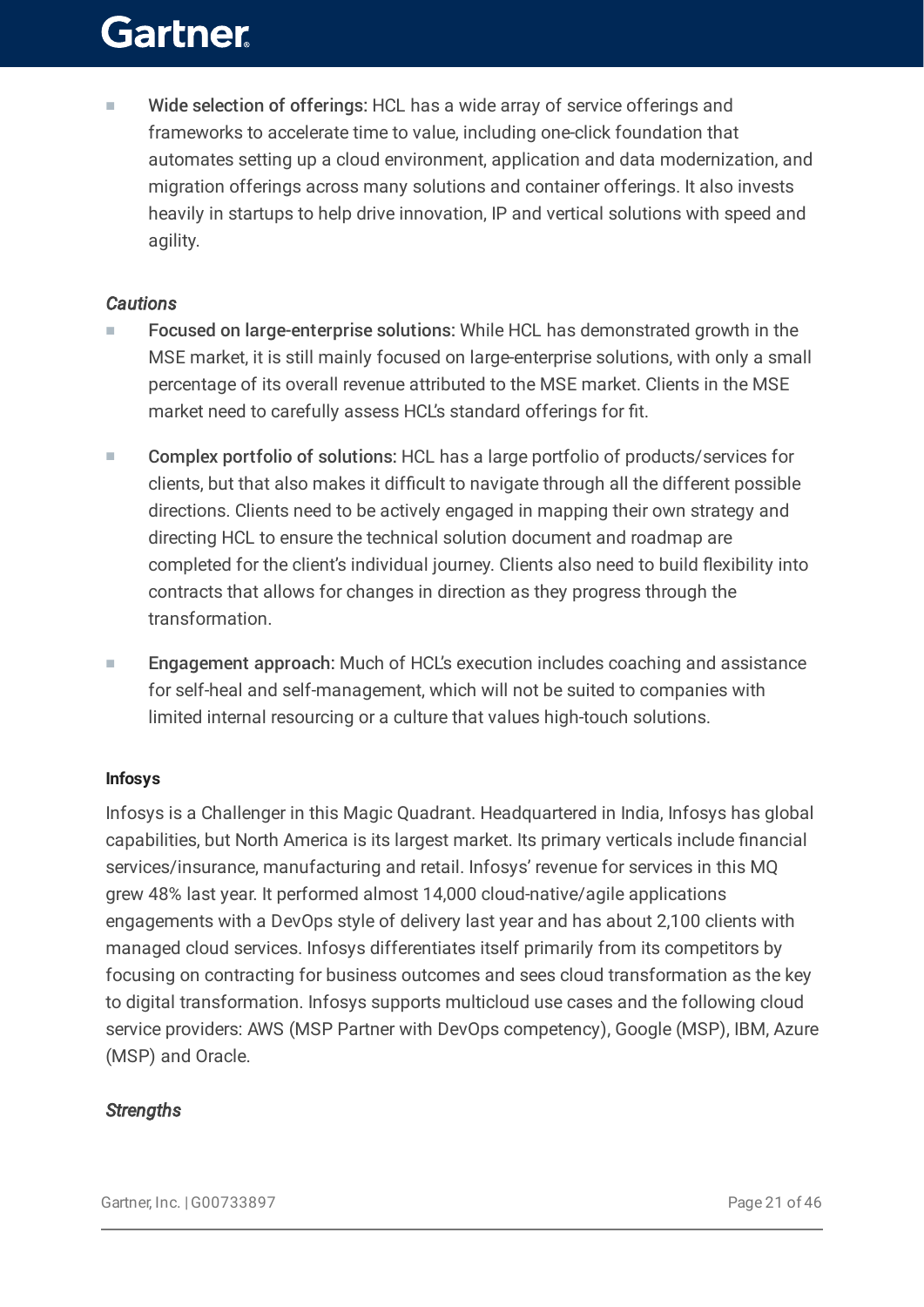- **Wide selection of offerings:** HCL has a wide array of service offerings and frameworks to accelerate time to value, including one-click foundation that automates setting up a cloud environment, application and data modernization, and migration offerings across many solutions and container offerings. It also invests heavily in startups to help drive innovation, IP and vertical solutions with speed and agility.

*Cautions*

- **Focused on large-enterprise solutions:** While HCL has demonstrated growth in the MSE market, it is still mainly focused on large-enterprise solutions, with only a small percentage of its overall revenue attributed to the MSE market. Clients in the MSE market need to carefully assess HCL's standard offerings for fit.
- **Complex portfolio of solutions:** HCL has a large portfolio of products/services for clients, but that also makes it difficult to navigate through all the different possible directions. Clients need to be actively engaged in mapping their own strategy and directing HCL to ensure the technical solution document and roadmap are completed for the client's individual journey. Clients also need to build flexibility into contracts that allows for changes in direction as they progress through the transformation.
- **Engagement approach:** Much of HCL's execution includes coaching and assistance for self-heal and self-management, which will not be suited to companies with limited internal resourcing or a culture that values high-touch solutions.

#### Infosys

Infosys is a Challenger in this Magic Quadrant. Headquartered in India, Infosys has global capabilities, but North America is its largest market. Its primary verticals include financial services/insurance, manufacturing and retail. Infosys' revenue for services in this MQ grew 48% last year. It performed almost 14,000 cloud-native/agile applications engagements with a DevOps style of delivery last year and has about 2,100 clients with managed cloud services. Infosys differentiates itself primarily from its competitors by focusing on contracting for business outcomes and sees cloud transformation as the key to digital transformation. Infosys supports multicloud use cases and the following cloud service providers: AWS (MSP Partner with DevOps competency), Google (MSP), IBM, Azure (MSP) and Oracle.

*Strengths*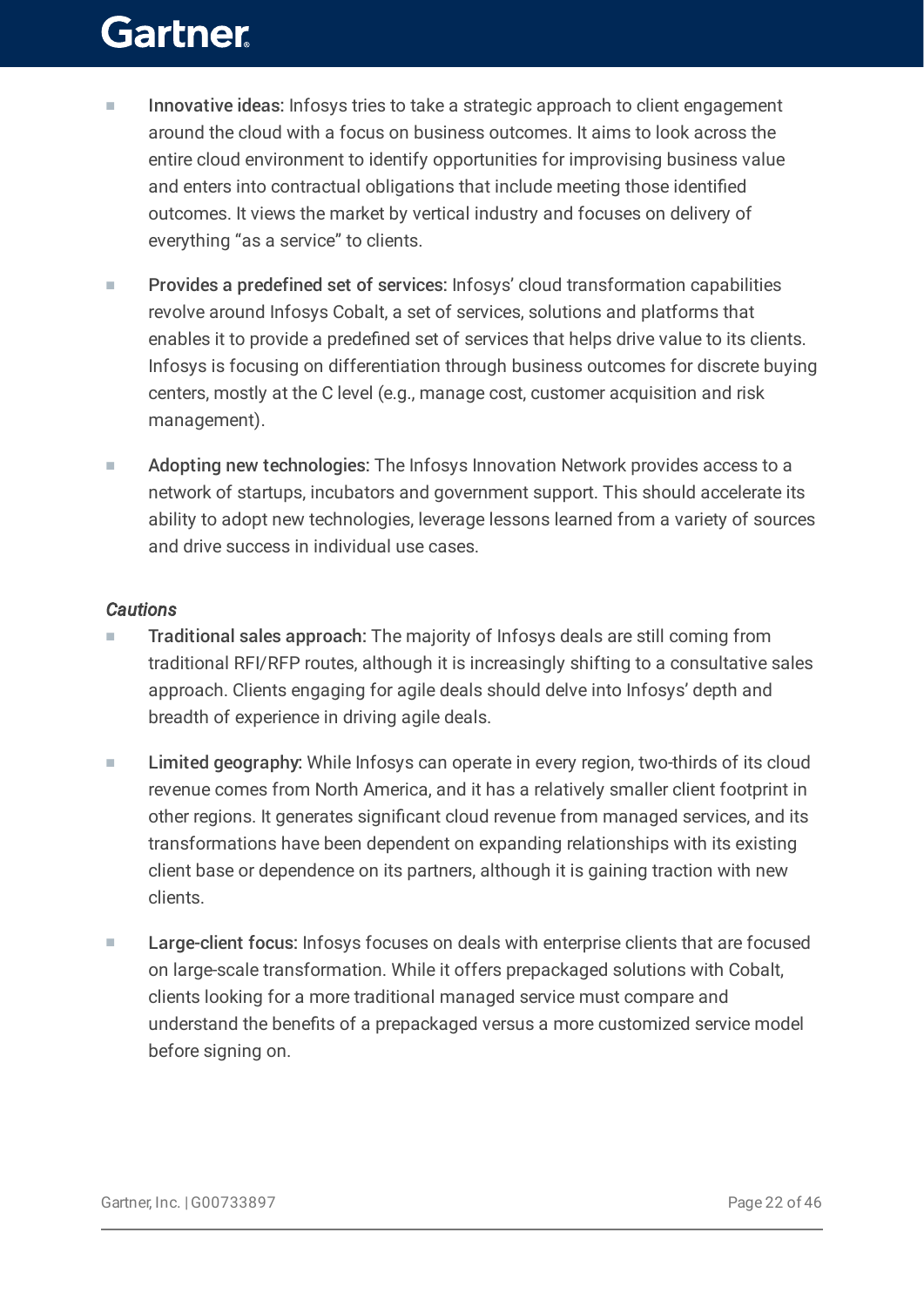- **Innovative ideas:** Infosys tries to take a strategic approach to client engagement around the cloud with a focus on business outcomes. It aims to look across the entire cloud environment to identify opportunities for improving business value and enters into contractual obligations that include meeting those identified outcomes. It views the market by vertical industry and focuses on delivery of everything "as a service" to clients.

- **Provides a predefined set of services:** Infosys' cloud transformation capabilities revolve around Infosys Cobalt, a set of services, solutions and platforms that enables it to provide a predefined set of services that helps drive value to its clients. Infosys is focusing on differentiation through business outcomes for discrete buying centers, mostly at the C level (e.g., manage cost, customer acquisition and risk management).

- **Adopting new technologies:** The Infosys Innovation Network provides access to a network of startups, incubators and government support. This should accelerate its ability to adopt new technologies, leverage lessons learned from a variety of sources and drive success in individual use cases.

*Cautions*

- **Traditional sales approach:** The majority of Infosys deals are still coming from traditional RFI/RFP routes, although it is increasingly shifting to a consultative sales approach. Clients engaging for agile deals should delve into Infosys' depth and breadth of experience in driving agile deals.

- **Limited geography:** While Infosys can operate in every region, two-thirds of its cloud revenue comes from North America, and it has a relatively smaller client footprint in other regions. It generates significant cloud revenue from managed services, and its transformations have been dependent on expanding relationships with its existing client base or dependence on its partners, although it is gaining traction with new clients.

- **Large-client focus:** Infosys focuses on deals with enterprise clients that are focused on large-scale transformation. While it offers prepackaged solutions with Cobalt, clients looking for a more traditional managed service must compare and understand the benefits of a prepackaged versus a more customized service model before signing on.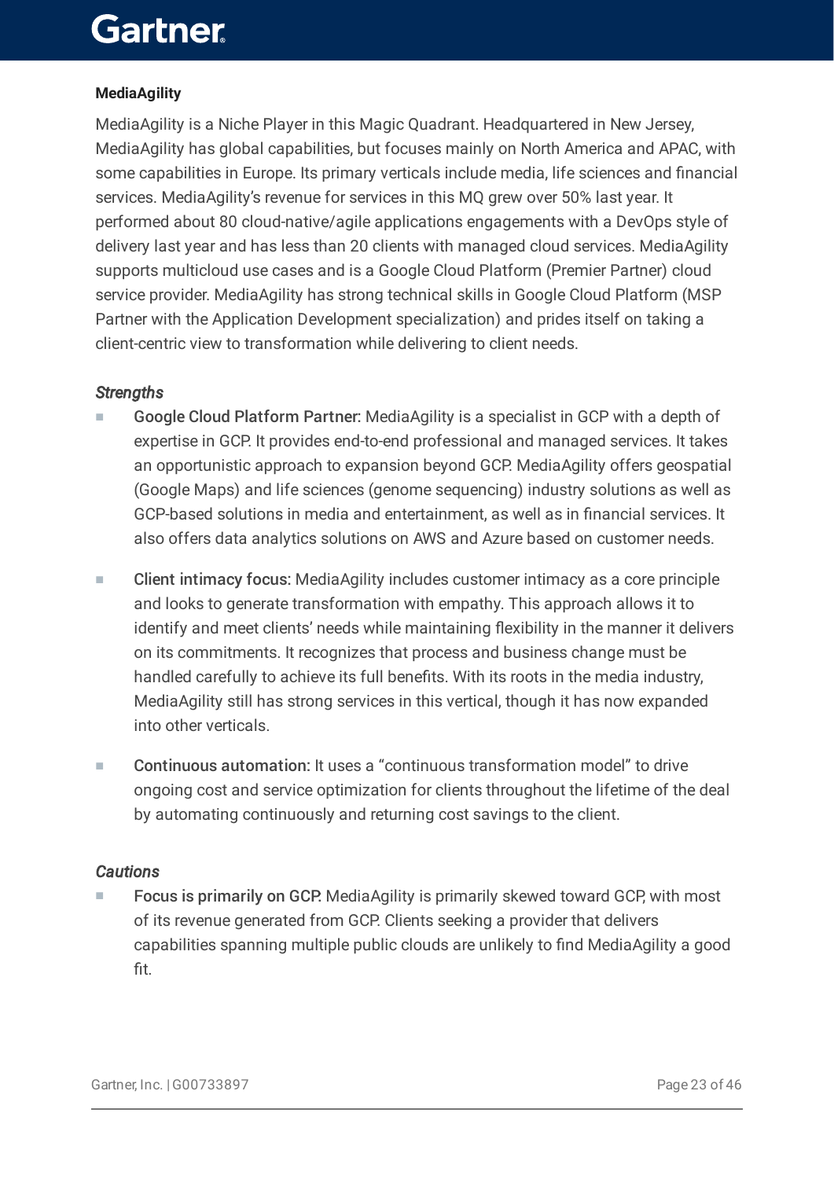### MediaAgility

MediaAgility is a Niche Player in this Magic Quadrant. Headquartered in New Jersey, MediaAgility has global capabilities, but focuses mainly on North America and APAC, with some capabilities in Europe. Its primary verticals include media, life sciences and financial services. MediaAgility's revenue for services in this MQ grew over 50% last year. It performed about 80 cloud-native/agile applications engagements with a DevOps style of delivery last year and has less than 20 clients with managed cloud services. MediaAgility supports multicloud use cases and is a Google Cloud Platform (Premier Partner) cloud service provider. MediaAgility has strong technical skills in Google Cloud Platform (MSP Partner with the Application Development specialization) and prides itself on taking a client-centric view to transformation while delivering to client needs.

#### *Strengths*

- Google Cloud Platform Partner: MediaAgility is a specialist in GCP with a depth of expertise in GCP. It provides end-to-end professional and managed services. It takes an opportunistic approach to expansion beyond GCP. MediaAgility offers geospatial (Google Maps) and life sciences (genome sequencing) industry solutions as well as GCP-based solutions in media and entertainment, as well as in financial services. It also offers data analytics solutions on AWS and Azure based on customer needs.

- Client intimacy focus: MediaAgility includes customer intimacy as a core principle and looks to generate transformation with empathy. This approach allows it to identify and meet clients' needs while maintaining flexibility in the manner it delivers on its commitments. It recognizes that process and business change must be handled carefully to achieve its full benefits. With its roots in the media industry, MediaAgility still has strong services in this vertical, though it has now expanded into other verticals.

- Continuous automation: It uses a "continuous transformation model" to drive ongoing cost and service optimization for clients throughout the lifetime of the deal by automating continuously and returning cost savings to the client.

#### *Cautions*

- Focus is primarily on GCP. MediaAgility is primarily skewed toward GCP, with most of its revenue generated from GCP. Clients seeking a provider that delivers capabilities spanning multiple public clouds are unlikely to find MediaAgility a good fit.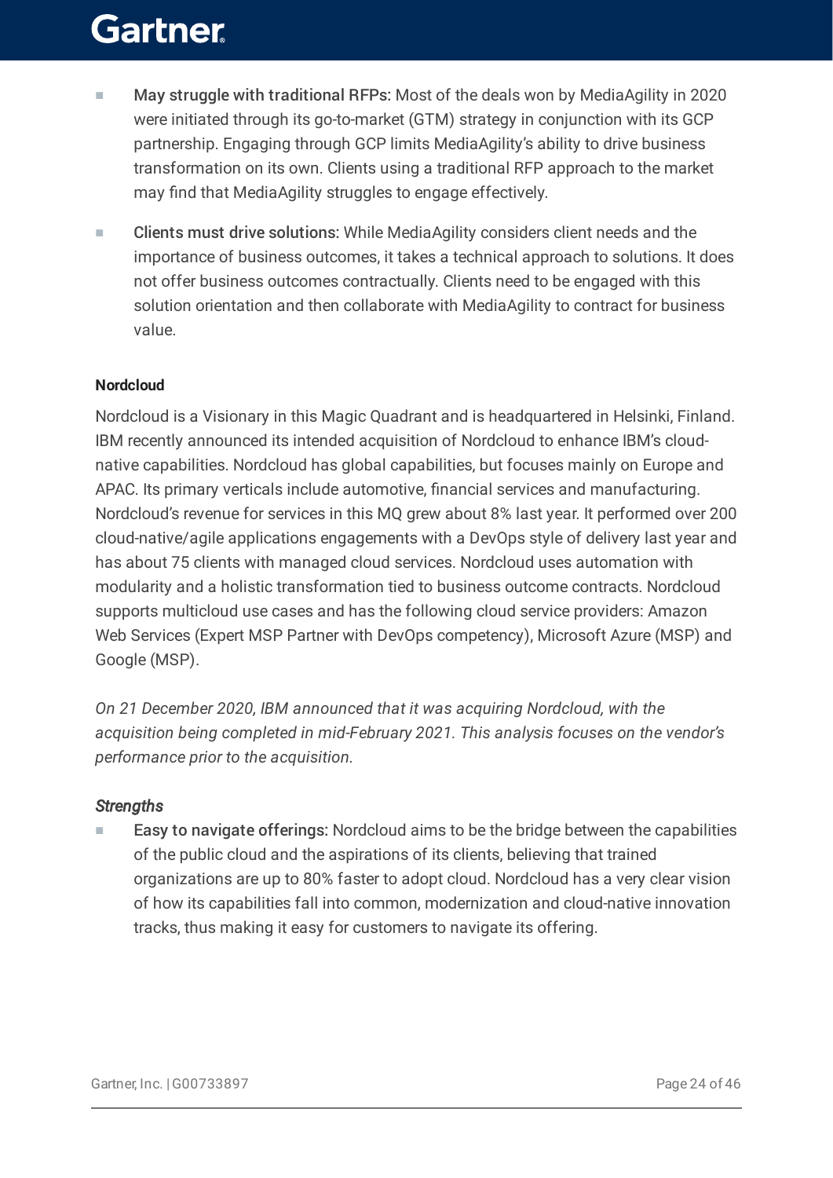- **May struggle with traditional RFPs:** Most of the deals won by MediaAgility in 2020 were initiated through its go-to-market (GTM) strategy in conjunction with its GCP partnership. Engaging through GCP limits MediaAgility's ability to drive business transformation on its own. Clients using a traditional RFP approach to the market may find that MediaAgility struggles to engage effectively.
- **Clients must drive solutions:** While MediaAgility considers client needs and the importance of business outcomes, it takes a technical approach to solutions. It does not offer business outcomes contractually. Clients need to be engaged with this solution orientation and then collaborate with MediaAgility to contract for business value.

**Nordcloud**

Nordcloud is a Visionary in this Magic Quadrant and is headquartered in Helsinki, Finland. IBM recently announced its intended acquisition of Nordcloud to enhance IBM's cloud-native capabilities. Nordcloud has global capabilities, but focuses mainly on Europe and APAC. Its primary verticals include automotive, financial services and manufacturing. Nordcloud's revenue for services in this MQ grew about 8% last year. It performed over 200 cloud-native/agile applications engagements with a DevOps style of delivery last year and has about 75 clients with managed cloud services. Nordcloud uses automation with modularity and a holistic transformation tied to business outcome contracts. Nordcloud supports multicloud use cases and has the following cloud service providers: Amazon Web Services (Expert MSP Partner with DevOps competency), Microsoft Azure (MSP) and Google (MSP).

*On 21 December 2020, IBM announced that it was acquiring Nordcloud, with the acquisition being completed in mid-February 2021. This analysis focuses on the vendor's performance prior to the acquisition.*

*Strengths*

- **Easy to navigate offerings:** Nordcloud aims to be the bridge between the capabilities of the public cloud and the aspirations of its clients, believing that trained organizations are up to 80% faster to adopt cloud. Nordcloud has a very clear vision of how its capabilities fall into common, modernization and cloud-native innovation tracks, thus making it easy for customers to navigate its offering.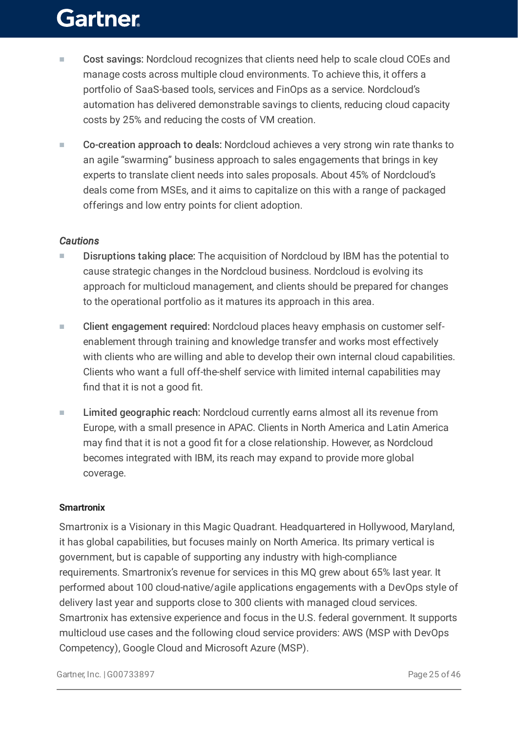- Cost savings: Nordcloud recognizes that clients need help to scale cloud COEs and manage costs across multiple cloud environments. To achieve this, it offers a portfolio of SaaS-based tools, services and FinOps as a service. Nordcloud's automation has delivered demonstrable savings to clients, reducing cloud capacity costs by 25% and reducing the costs of VM creation.
- Co-creation approach to deals: Nordcloud achieves a very strong win rate thanks to an agile "swarming" business approach to sales engagements that brings in key experts to translate client needs into sales proposals. About 45% of Nordcloud's deals come from MSEs, and it aims to capitalize on this with a range of packaged offerings and low entry points for client adoption.

*Cautions*

- Disruptions taking place: The acquisition of Nordcloud by IBM has the potential to cause strategic changes in the Nordcloud business. Nordcloud is evolving its approach for multicloud management, and clients should be prepared for changes to the operational portfolio as it matures its approach in this area.
- Client engagement required: Nordcloud places heavy emphasis on customer self-enablement through training and knowledge transfer and works most effectively with clients who are willing and able to develop their own internal cloud capabilities. Clients who want a full off-the-shelf service with limited internal capabilities may find that it is not a good fit.
- Limited geographic reach: Nordcloud currently earns almost all its revenue from Europe, with a small presence in APAC. Clients in North America and Latin America may find that it is not a good fit for a close relationship. However, as Nordcloud becomes integrated with IBM, its reach may expand to provide more global coverage.

#### Smartronix

Smartronix is a Visionary in this Magic Quadrant. Headquartered in Hollywood, Maryland, it has global capabilities, but focuses mainly on North America. Its primary vertical is government, but is capable of supporting any industry with high-compliance requirements. Smartronix's revenue for services in this MQ grew about 65% last year. It performed about 100 cloud-native/agile applications engagements with a DevOps style of delivery last year and supports close to 300 clients with managed cloud services. Smartronix has extensive experience and focus in the U.S. federal government. It supports multicloud use cases and the following cloud service providers: AWS (MSP with DevOps Competency), Google Cloud and Microsoft Azure (MSP).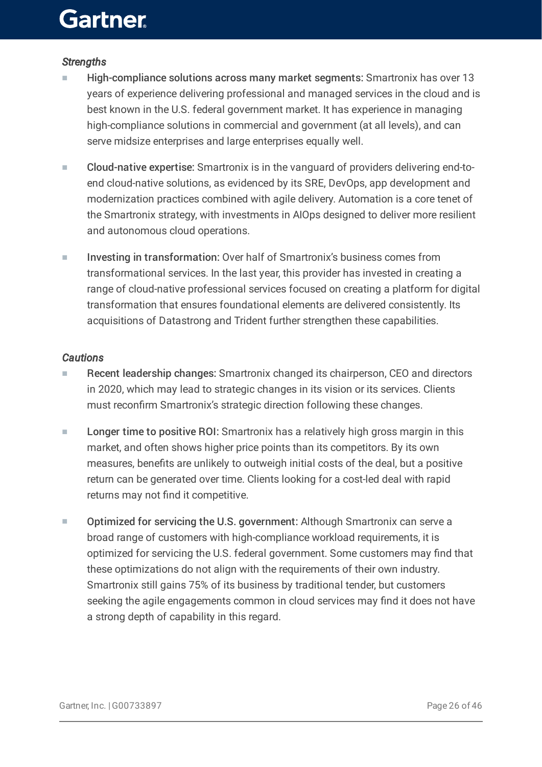*Strengths*

- High-compliance solutions across many market segments: Smartronix has over 13 years of experience delivering professional and managed services in the cloud and is best known in the U.S. federal government market. It has experience in managing high-compliance solutions in commercial and government (at all levels), and can serve midsize enterprises and large enterprises equally well.

- Cloud-native expertise: Smartronix is in the vanguard of providers delivering end-to-end cloud-native solutions, as evidenced by its SRE, DevOps, app development and modernization practices combined with agile delivery. Automation is a core tenet of the Smartronix strategy, with investments in AIOps designed to deliver more resilient and autonomous cloud operations.

- Investing in transformation: Over half of Smartronix's business comes from transformational services. In the last year, this provider has invested in creating a range of cloud-native professional services focused on creating a platform for digital transformation that ensures foundational elements are delivered consistently. Its acquisitions of Datastrong and Trident further strengthen these capabilities.

*Cautions*

- Recent leadership changes: Smartronix changed its chairperson, CEO and directors in 2020, which may lead to strategic changes in its vision or its services. Clients must reconfirm Smartronix's strategic direction following these changes.

- Longer time to positive ROI: Smartronix has a relatively high gross margin in this market, and often shows higher price points than its competitors. By its own measures, benefits are unlikely to outweigh initial costs of the deal, but a positive return can be generated over time. Clients looking for a cost-led deal with rapid returns may not find it competitive.

- Optimized for servicing the U.S. government: Although Smartronix can serve a broad range of customers with high-compliance workload requirements, it is optimized for servicing the U.S. federal government. Some customers may find that these optimizations do not align with the requirements of their own industry. Smartronix still gains 75% of its business by traditional tender, but customers seeking the agile engagements common in cloud services may find it does not have a strong depth of capability in this regard.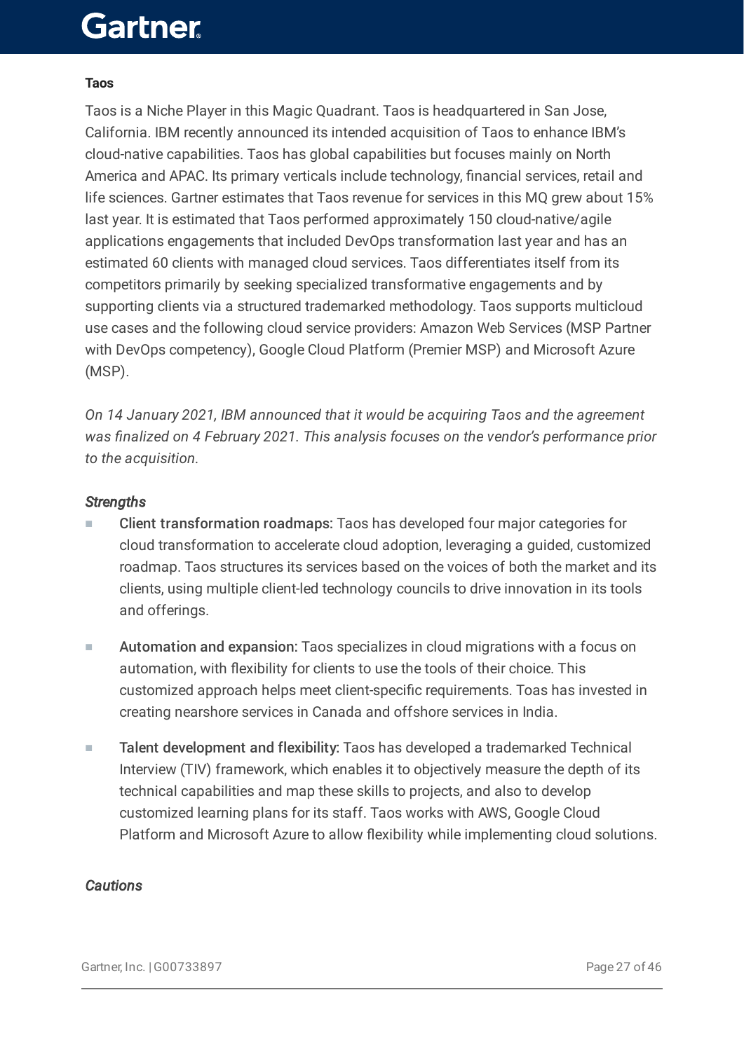### Taos

Taos is a Niche Player in this Magic Quadrant. Taos is headquartered in San Jose, California. IBM recently announced its intended acquisition of Taos to enhance IBM's cloud-native capabilities. Taos has global capabilities but focuses mainly on North America and APAC. Its primary verticals include technology, financial services, retail and life sciences. Gartner estimates that Taos revenue for services in this MQ grew about 15% last year. It is estimated that Taos performed approximately 150 cloud-native/agile applications engagements that included DevOps transformation last year and has an estimated 60 clients with managed cloud services. Taos differentiates itself from its competitors primarily by seeking specialized transformative engagements and by supporting clients via a structured trademarked methodology. Taos supports multicloud use cases and the following cloud service providers: Amazon Web Services (MSP Partner with DevOps competency), Google Cloud Platform (Premier MSP) and Microsoft Azure (MSP).

*On 14 January 2021, IBM announced that it would be acquiring Taos and the agreement was finalized on 4 February 2021. This analysis focuses on the vendor's performance prior to the acquisition.*

#### *Strengths*

- Client transformation roadmaps: Taos has developed four major categories for cloud transformation to accelerate cloud adoption, leveraging a guided, customized roadmap. Taos structures its services based on the voices of both the market and its clients, using multiple client-led technology councils to drive innovation in its tools and offerings.
- Automation and expansion: Taos specializes in cloud migrations with a focus on automation, with flexibility for clients to use the tools of their choice. This customized approach helps meet client-specific requirements. Toas has invested in creating nearshore services in Canada and offshore services in India.
- Talent development and flexibility: Taos has developed a trademarked Technical Interview (TIV) framework, which enables it to objectively measure the depth of its technical capabilities and map these skills to projects, and also to develop customized learning plans for its staff. Taos works with AWS, Google Cloud Platform and Microsoft Azure to allow flexibility while implementing cloud solutions.

#### *Cautions*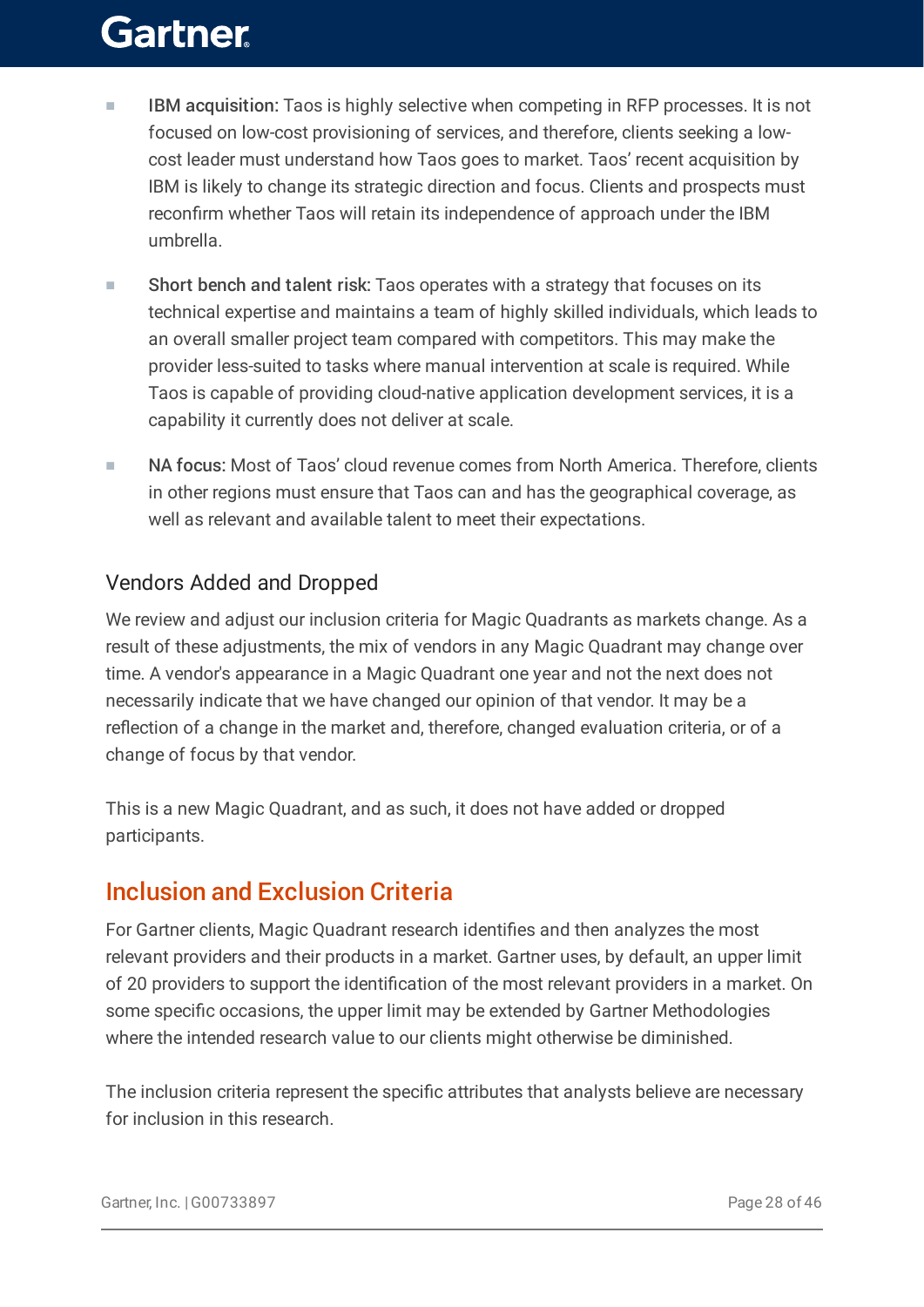- IBM acquisition: Taos is highly selective when competing in RFP processes. It is not focused on low-cost provisioning of services, and therefore, clients seeking a low-cost leader must understand how Taos goes to market. Taos' recent acquisition by IBM is likely to change its strategic direction and focus. Clients and prospects must reconfirm whether Taos will retain its independence of approach under the IBM umbrella.
- Short bench and talent risk: Taos operates with a strategy that focuses on its technical expertise and maintains a team of highly skilled individuals, which leads to an overall smaller project team compared with competitors. This may make the provider less-suited to tasks where manual intervention at scale is required. While Taos is capable of providing cloud-native application development services, it is a capability it currently does not deliver at scale.
- NA focus: Most of Taos' cloud revenue comes from North America. Therefore, clients in other regions must ensure that Taos can and has the geographical coverage, as well as relevant and available talent to meet their expectations.

### Vendors Added and Dropped

We review and adjust our inclusion criteria for Magic Quadrants as markets change. As a result of these adjustments, the mix of vendors in any Magic Quadrant may change over time. A vendor's appearance in a Magic Quadrant one year and not the next does not necessarily indicate that we have changed our opinion of that vendor. It may be a reflection of a change in the market and, therefore, changed evaluation criteria, or of a change of focus by that vendor.

This is a new Magic Quadrant, and as such, it does not have added or dropped participants.

## Inclusion and Exclusion Criteria

For Gartner clients, Magic Quadrant research identifies and then analyzes the most relevant providers and their products in a market. Gartner uses, by default, an upper limit of 20 providers to support the identification of the most relevant providers in a market. On some specific occasions, the upper limit may be extended by Gartner Methodologies where the intended research value to our clients might otherwise be diminished.

The inclusion criteria represent the specific attributes that analysts believe are necessary for inclusion in this research.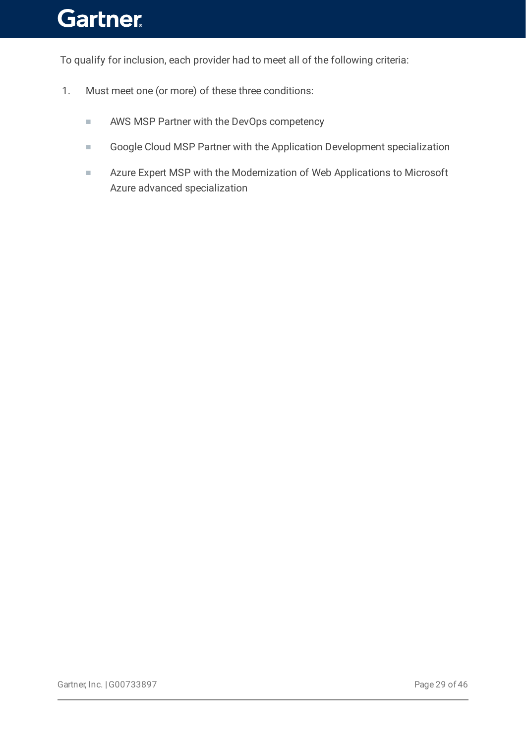To qualify for inclusion, each provider had to meet all of the following criteria:

1. Must meet one (or more) of these three conditions:

   - AWS MSP Partner with the DevOps competency
   - Google Cloud MSP Partner with the Application Development specialization
   - Azure Expert MSP with the Modernization of Web Applications to Microsoft Azure advanced specialization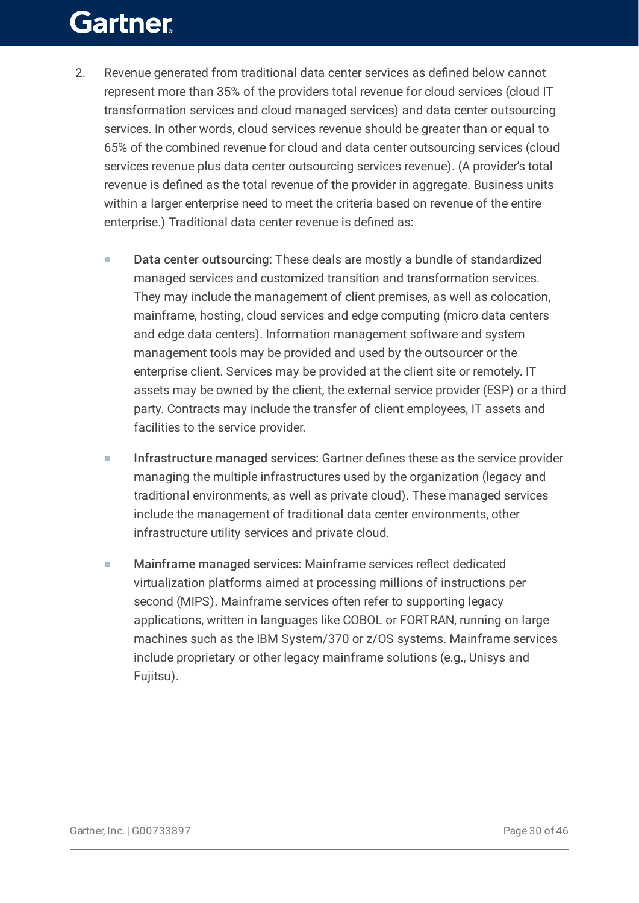2. Revenue generated from traditional data center services as defined below cannot represent more than 35% of the providers total revenue for cloud services (cloud IT transformation services and cloud managed services) and data center outsourcing services. In other words, cloud services revenue should be greater than or equal to 65% of the combined revenue for cloud and data center outsourcing services (cloud services revenue plus data center outsourcing services revenue). (A provider's total revenue is defined as the total revenue of the provider in aggregate. Business units within a larger enterprise need to meet the criteria based on revenue of the entire enterprise.) Traditional data center revenue is defined as:

   - Data center outsourcing: These deals are mostly a bundle of standardized managed services and customized transition and transformation services. They may include the management of client premises, as well as colocation, mainframe, hosting, cloud services and edge computing (micro data centers and edge data centers). Information management software and system management tools may be provided and used by the outsourcer or the enterprise client. Services may be provided at the client site or remotely. IT assets may be owned by the client, the external service provider (ESP) or a third party. Contracts may include the transfer of client employees, IT assets and facilities to the service provider.

   - Infrastructure managed services: Gartner defines these as the service provider managing the multiple infrastructures used by the organization (legacy and traditional environments, as well as private cloud). These managed services include the management of traditional data center environments, other infrastructure utility services and private cloud.

   - Mainframe managed services: Mainframe services reflect dedicated virtualization platforms aimed at processing millions of instructions per second (MIPS). Mainframe services often refer to supporting legacy applications, written in languages like COBOL or FORTRAN, running on large machines such as the IBM System/370 or z/OS systems. Mainframe services include proprietary or other legacy mainframe solutions (e.g., Unisys and Fujitsu).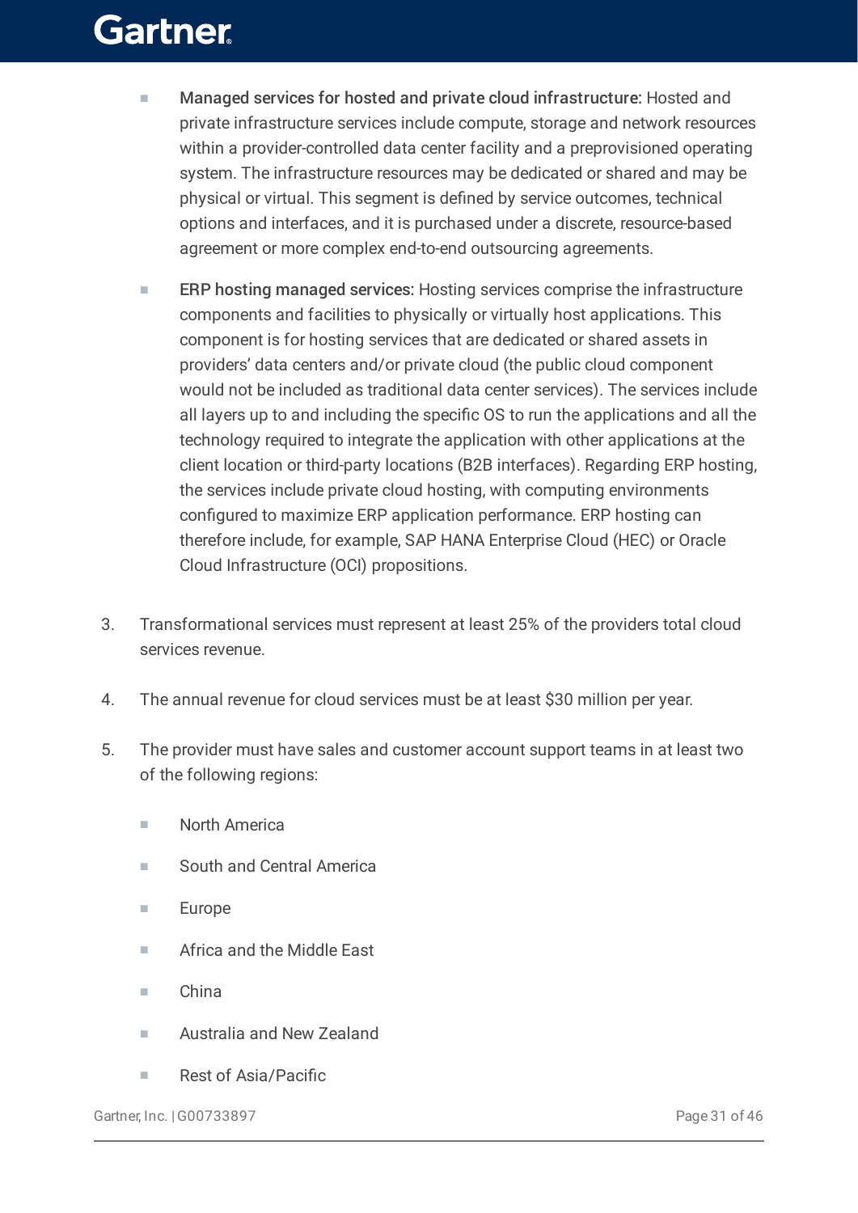- **Managed services for hosted and private cloud infrastructure:** Hosted and private infrastructure services include compute, storage and network resources within a provider-controlled data center facility and a preprovisioned operating system. The infrastructure resources may be dedicated or shared and may be physical or virtual. This segment is defined by service outcomes, technical options and interfaces, and it is purchased under a discrete, resource-based agreement or more complex end-to-end outsourcing agreements.
- **ERP hosting managed services:** Hosting services comprise the infrastructure components and facilities to physically or virtually host applications. This component is for hosting services that are dedicated or shared assets in providers' data centers and/or private cloud (the public cloud component would not be included as traditional data center services). The services include all layers up to and including the specific OS to run the applications and all the technology required to integrate the application with other applications at the client location or third-party locations (B2B interfaces). Regarding ERP hosting, the services include private cloud hosting, with computing environments configured to maximize ERP application performance. ERP hosting can therefore include, for example, SAP HANA Enterprise Cloud (HEC) or Oracle Cloud Infrastructure (OCI) propositions.

3. Transformational services must represent at least 25% of the providers total cloud services revenue.

4. The annual revenue for cloud services must be at least $30 million per year.

5. The provider must have sales and customer account support teams in at least two of the following regions:

   - North America
   - South and Central America
   - Europe
   - Africa and the Middle East
   - China
   - Australia and New Zealand
   - Rest of Asia/Pacific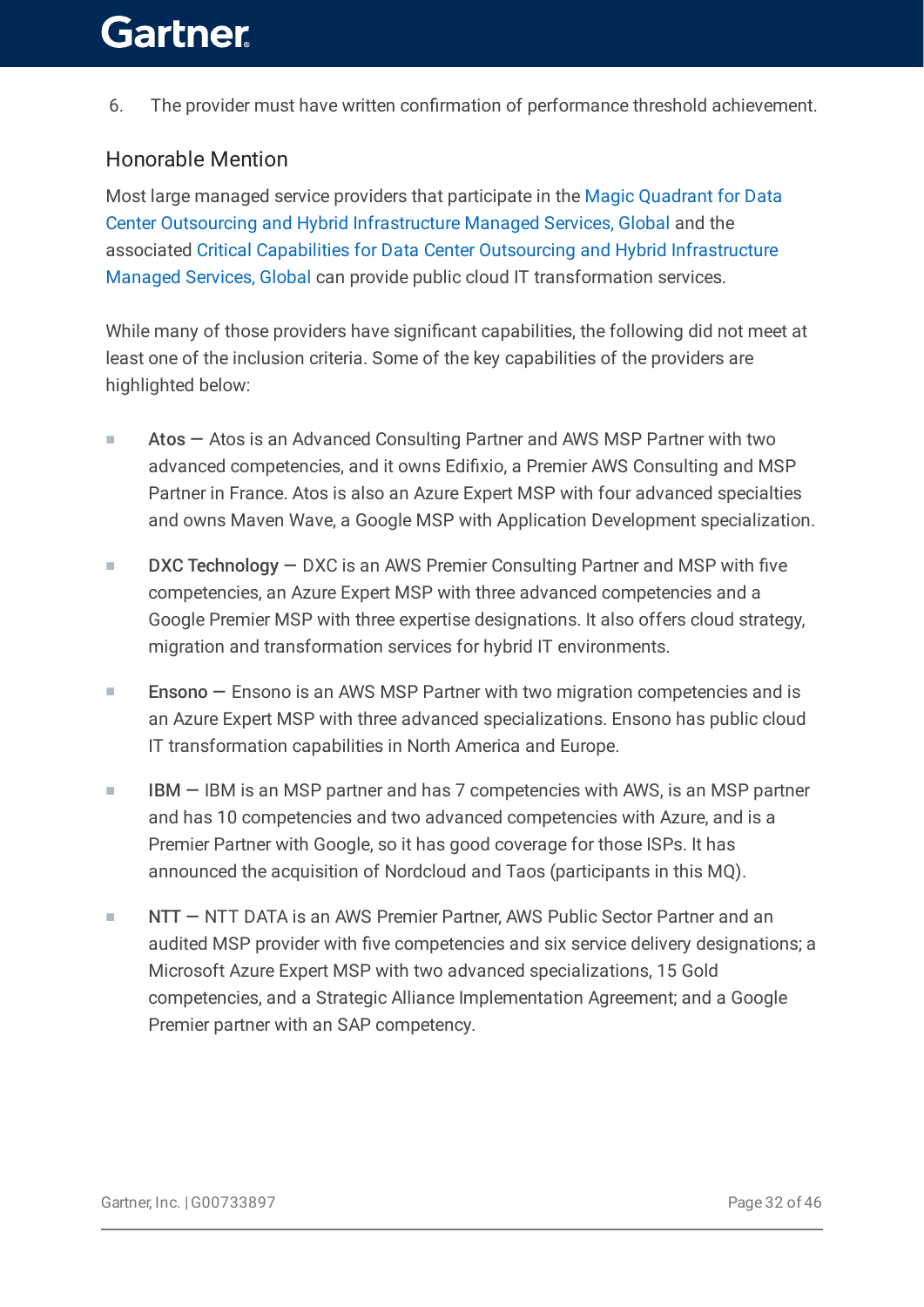6. The provider must have written confirmation of performance threshold achievement.

## Honorable Mention

Most large managed service providers that participate in the Magic Quadrant for Data Center Outsourcing and Hybrid Infrastructure Managed Services, Global and the associated Critical Capabilities for Data Center Outsourcing and Hybrid Infrastructure Managed Services, Global can provide public cloud IT transformation services.

While many of those providers have significant capabilities, the following did not meet at least one of the inclusion criteria. Some of the key capabilities of the providers are highlighted below:

- **Atos** — Atos is an Advanced Consulting Partner and AWS MSP Partner with two advanced competencies, and it owns Edifixio, a Premier AWS Consulting and MSP Partner in France. Atos is also an Azure Expert MSP with four advanced specialties and owns Maven Wave, a Google MSP with Application Development specialization.

- **DXC Technology** — DXC is an AWS Premier Consulting Partner and MSP with five competencies, an Azure Expert MSP with three advanced competencies and a Google Premier MSP with three expertise designations. It also offers cloud strategy, migration and transformation services for hybrid IT environments.

- **Ensono** — Ensono is an AWS MSP Partner with two migration competencies and is an Azure Expert MSP with three advanced specializations. Ensono has public cloud IT transformation capabilities in North America and Europe.

- **IBM** — IBM is an MSP partner and has 7 competencies with AWS, is an MSP partner and has 10 competencies and two advanced competencies with Azure, and is a Premier Partner with Google, so it has good coverage for those ISPs. It has announced the acquisition of Nordcloud and Taos (participants in this MQ).

- **NTT** — NTT DATA is an AWS Premier Partner, AWS Public Sector Partner and an audited MSP provider with five competencies and six service delivery designations; a Microsoft Azure Expert MSP with two advanced specializations, 15 Gold competencies, and a Strategic Alliance Implementation Agreement; and a Google Premier partner with an SAP competency.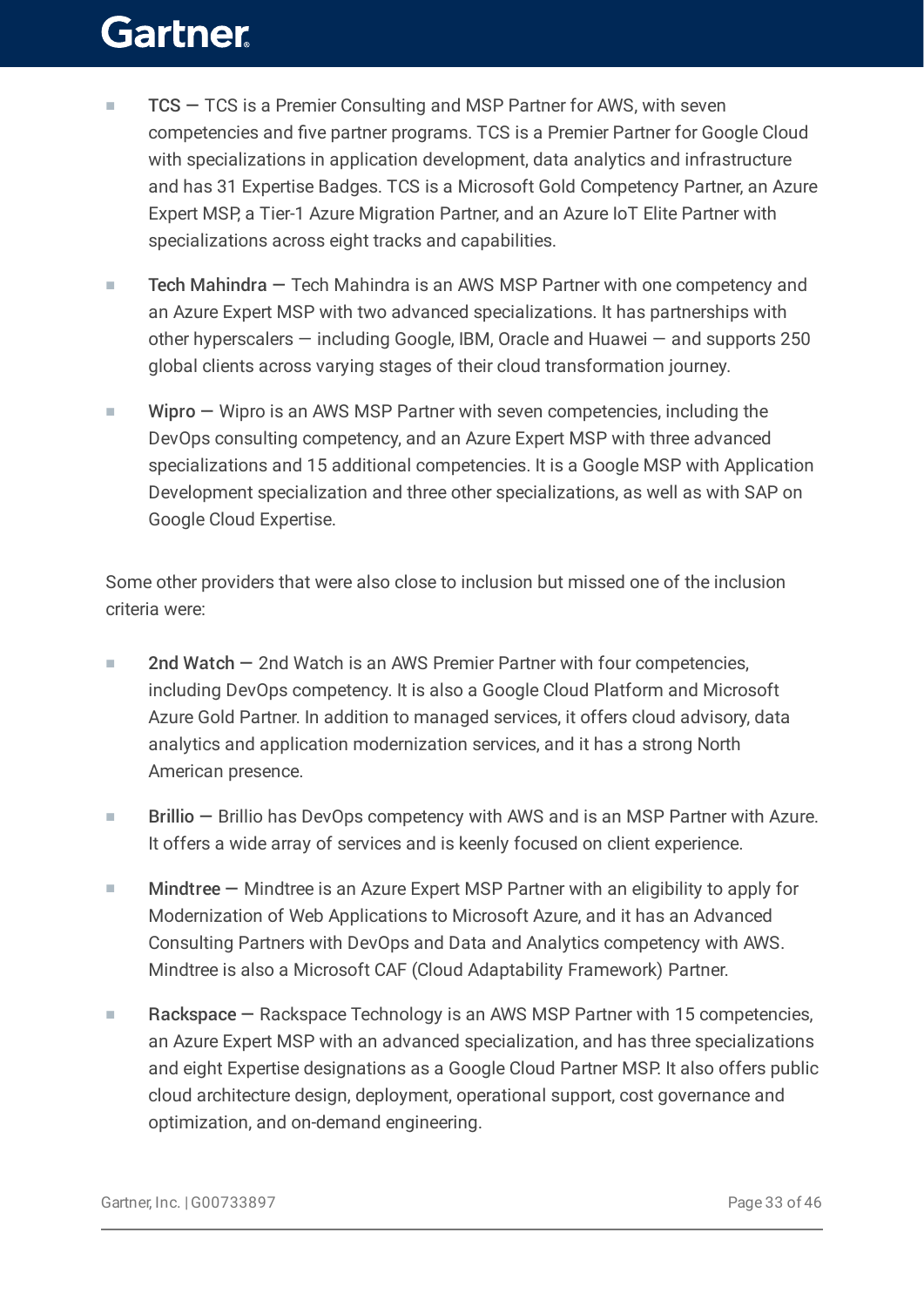- TCS — TCS is a Premier Consulting and MSP Partner for AWS, with seven competencies and five partner programs. TCS is a Premier Partner for Google Cloud with specializations in application development, data analytics and infrastructure and has 31 Expertise Badges. TCS is a Microsoft Gold Competency Partner, an Azure Expert MSP, a Tier-1 Azure Migration Partner, and an Azure IoT Elite Partner with specializations across eight tracks and capabilities.

- Tech Mahindra — Tech Mahindra is an AWS MSP Partner with one competency and an Azure Expert MSP with two advanced specializations. It has partnerships with other hyperscalers — including Google, IBM, Oracle and Huawei — and supports 250 global clients across varying stages of their cloud transformation journey.

- Wipro — Wipro is an AWS MSP Partner with seven competencies, including the DevOps consulting competency, and an Azure Expert MSP with three advanced specializations and 15 additional competencies. It is a Google MSP with Application Development specialization and three other specializations, as well as with SAP on Google Cloud Expertise.

Some other providers that were also close to inclusion but missed one of the inclusion criteria were:

- 2nd Watch — 2nd Watch is an AWS Premier Partner with four competencies, including DevOps competency. It is also a Google Cloud Platform and Microsoft Azure Gold Partner. In addition to managed services, it offers cloud advisory, data analytics and application modernization services, and it has a strong North American presence.

- Brillio — Brillio has DevOps competency with AWS and is an MSP Partner with Azure. It offers a wide array of services and is keenly focused on client experience.

- Mindtree — Mindtree is an Azure Expert MSP Partner with an eligibility to apply for Modernization of Web Applications to Microsoft Azure, and it has an Advanced Consulting Partners with DevOps and Data and Analytics competency with AWS. Mindtree is also a Microsoft CAF (Cloud Adaptability Framework) Partner.

- Rackspace — Rackspace Technology is an AWS MSP Partner with 15 competencies, an Azure Expert MSP with an advanced specialization, and has three specializations and eight Expertise designations as a Google Cloud Partner MSP. It also offers public cloud architecture design, deployment, operational support, cost governance and optimization, and on-demand engineering.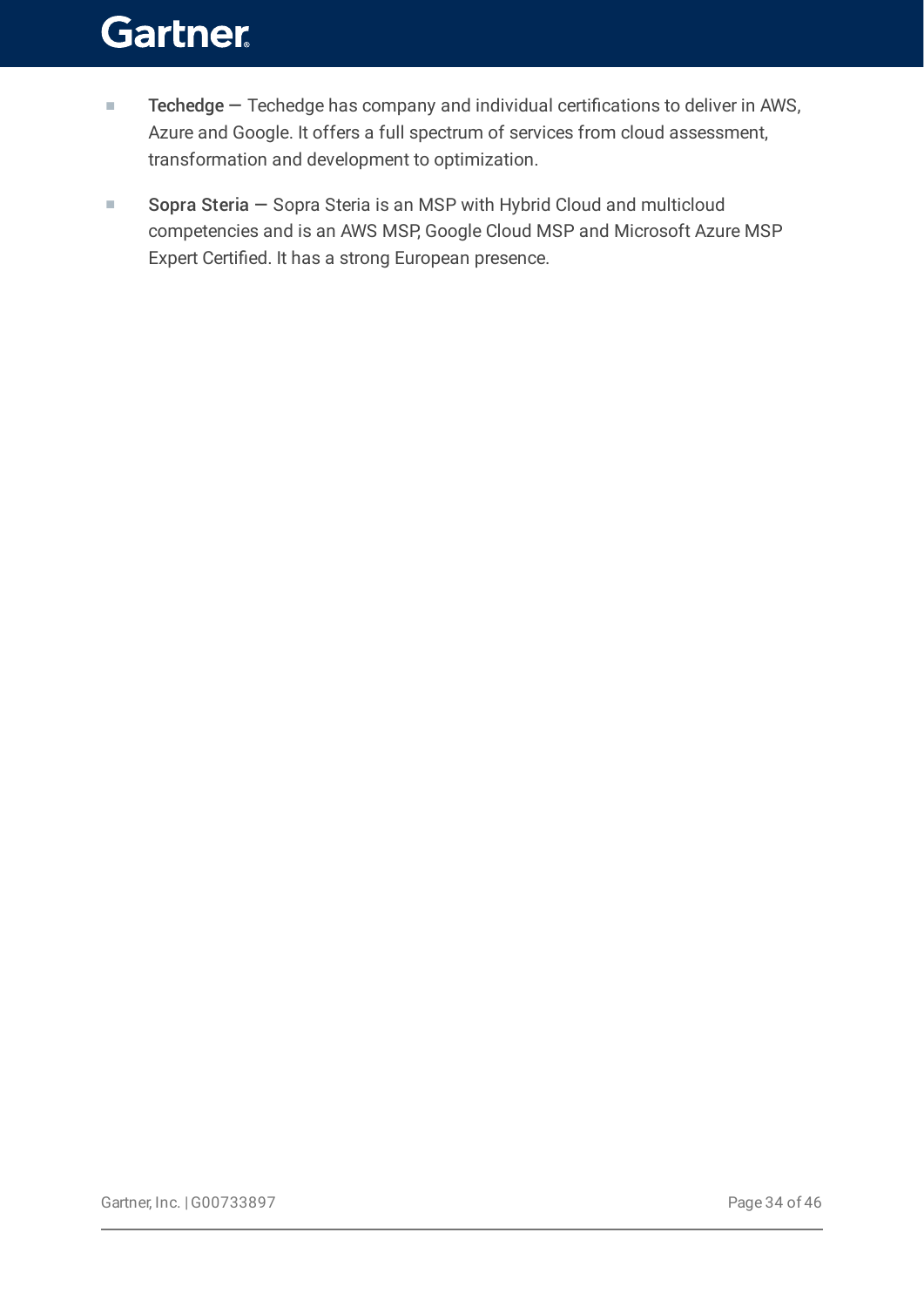- Techedge — Techedge has company and individual certifications to deliver in AWS, Azure and Google. It offers a full spectrum of services from cloud assessment, transformation and development to optimization.
- Sopra Steria — Sopra Steria is an MSP with Hybrid Cloud and multicloud competencies and is an AWS MSP, Google Cloud MSP and Microsoft Azure MSP Expert Certified. It has a strong European presence.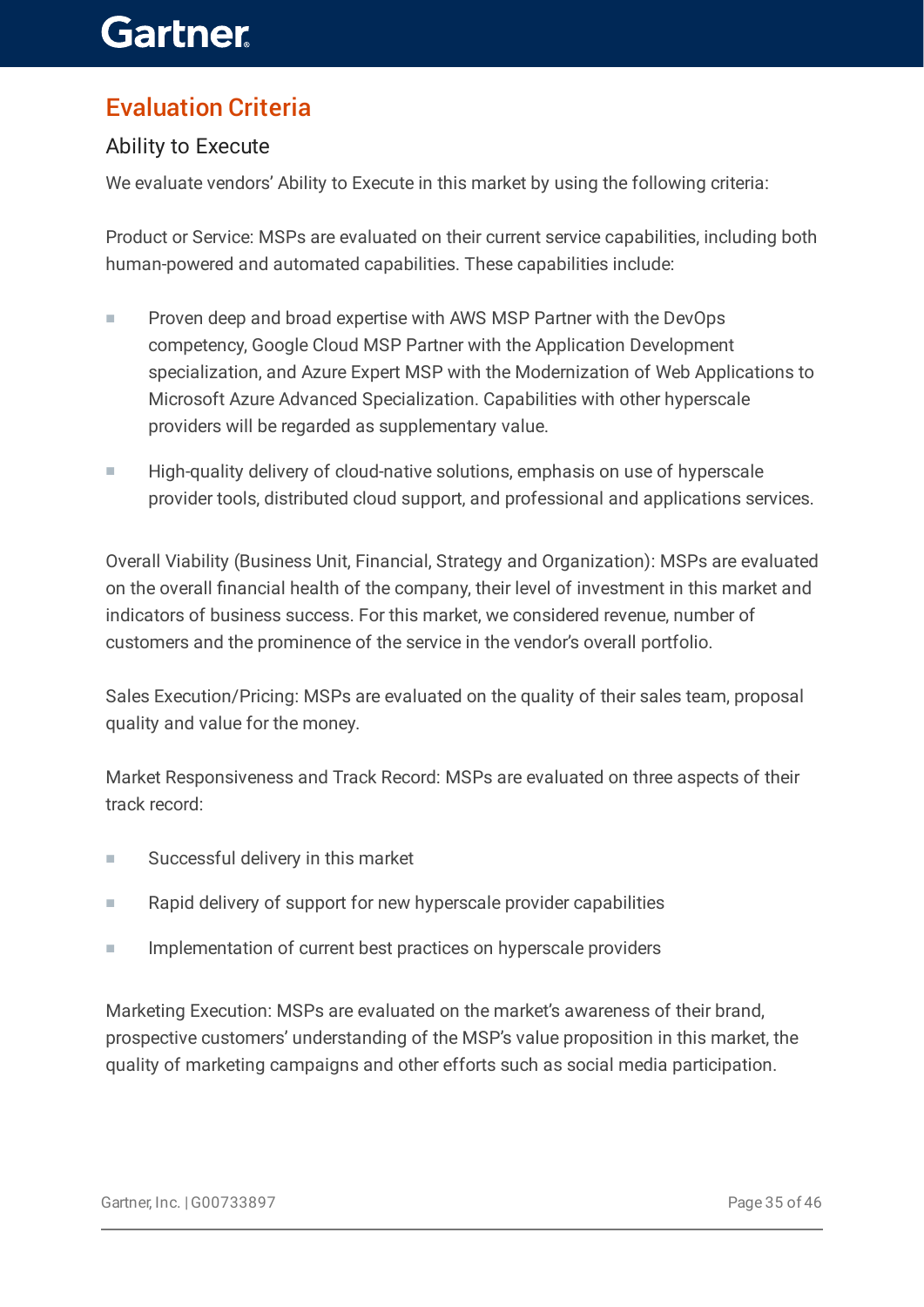## Evaluation Criteria

### Ability to Execute

We evaluate vendors' Ability to Execute in this market by using the following criteria:

Product or Service: MSPs are evaluated on their current service capabilities, including both human-powered and automated capabilities. These capabilities include:

- Proven deep and broad expertise with AWS MSP Partner with the DevOps competency, Google Cloud MSP Partner with the Application Development specialization, and Azure Expert MSP with the Modernization of Web Applications to Microsoft Azure Advanced Specialization. Capabilities with other hyperscale providers will be regarded as supplementary value.
- High-quality delivery of cloud-native solutions, emphasis on use of hyperscale provider tools, distributed cloud support, and professional and applications services.

Overall Viability (Business Unit, Financial, Strategy and Organization): MSPs are evaluated on the overall financial health of the company, their level of investment in this market and indicators of business success. For this market, we considered revenue, number of customers and the prominence of the service in the vendor's overall portfolio.

Sales Execution/Pricing: MSPs are evaluated on the quality of their sales team, proposal quality and value for the money.

Market Responsiveness and Track Record: MSPs are evaluated on three aspects of their track record:

- Successful delivery in this market
- Rapid delivery of support for new hyperscale provider capabilities
- Implementation of current best practices on hyperscale providers

Marketing Execution: MSPs are evaluated on the market's awareness of their brand, prospective customers' understanding of the MSP's value proposition in this market, the quality of marketing campaigns and other efforts such as social media participation.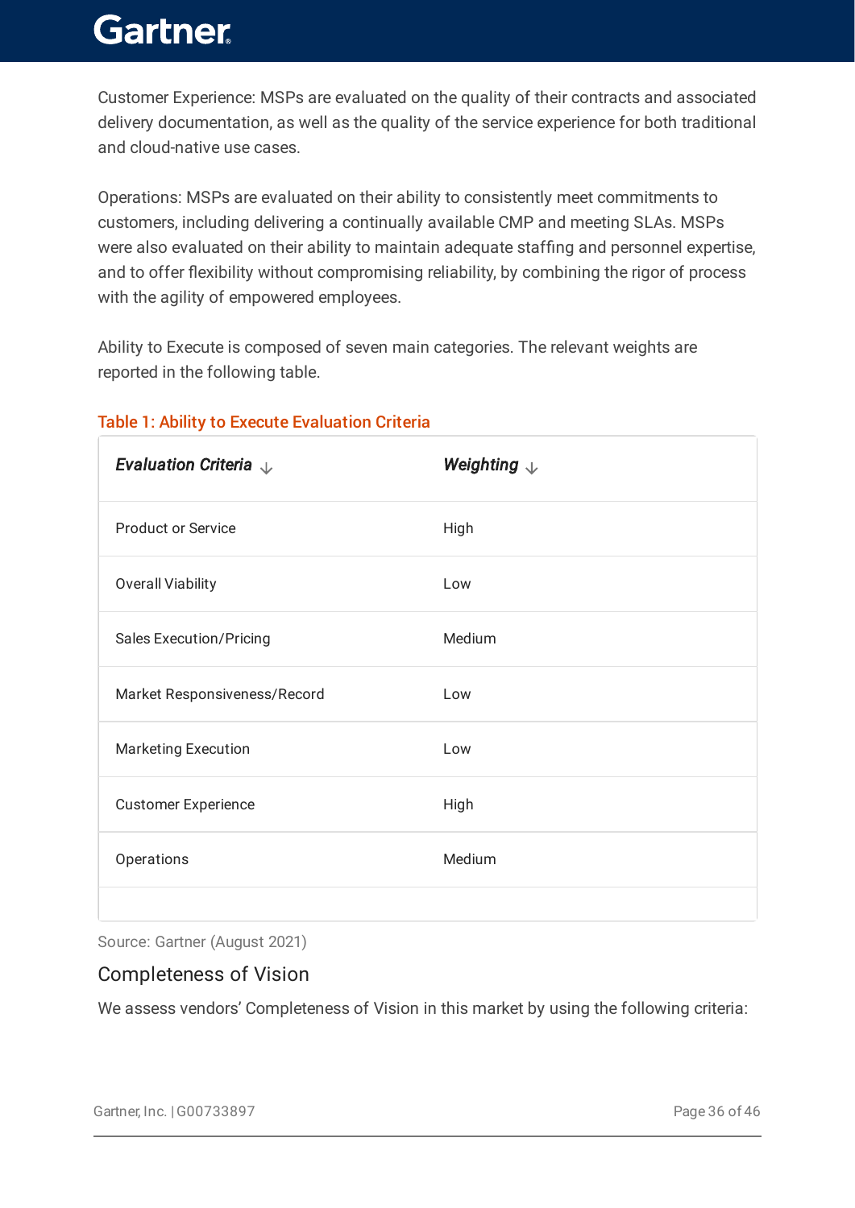Customer Experience: MSPs are evaluated on the quality of their contracts and associated delivery documentation, as well as the quality of the service experience for both traditional and cloud-native use cases.

Operations: MSPs are evaluated on their ability to consistently meet commitments to customers, including delivering a continually available CMP and meeting SLAs. MSPs were also evaluated on their ability to maintain adequate staffing and personnel expertise, and to offer flexibility without compromising reliability, by combining the rigor of process with the agility of empowered employees.

Ability to Execute is composed of seven main categories. The relevant weights are reported in the following table.

**Table 1: Ability to Execute Evaluation Criteria**

| *Evaluation Criteria* | *Weighting* |
|---|---|
| Product or Service | High |
| Overall Viability | Low |
| Sales Execution/Pricing | Medium |
| Market Responsiveness/Record | Low |
| Marketing Execution | Low |
| Customer Experience | High |
| Operations | Medium |

Source: Gartner (August 2021)

## Completeness of Vision

We assess vendors' Completeness of Vision in this market by using the following criteria: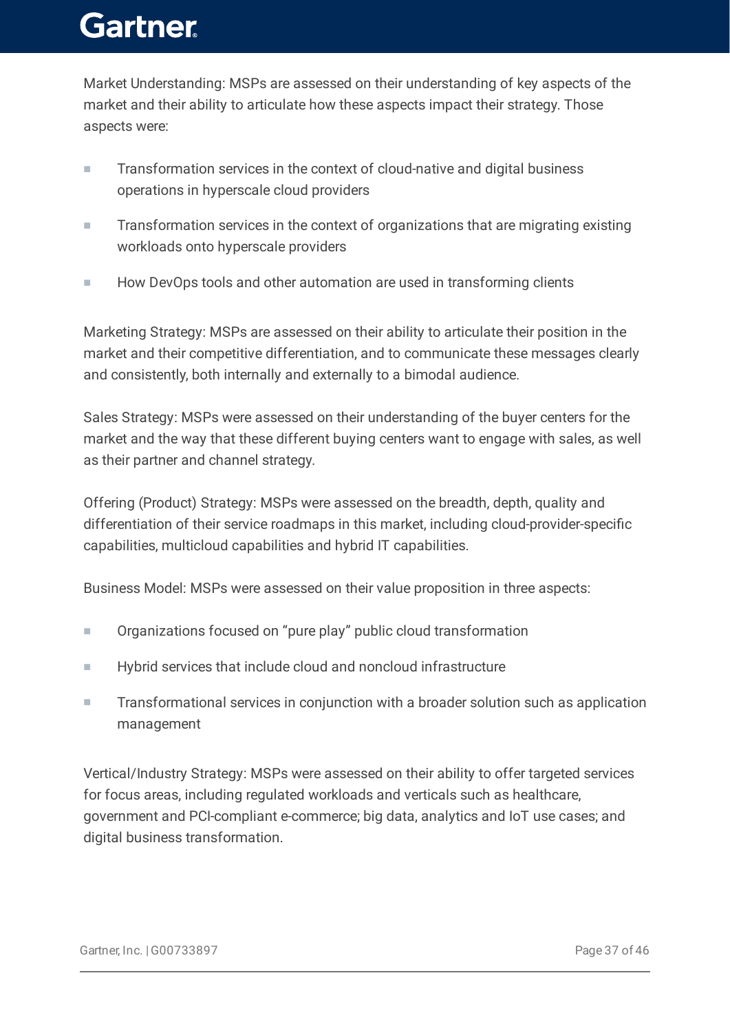Market Understanding: MSPs are assessed on their understanding of key aspects of the market and their ability to articulate how these aspects impact their strategy. Those aspects were:

- Transformation services in the context of cloud-native and digital business operations in hyperscale cloud providers
- Transformation services in the context of organizations that are migrating existing workloads onto hyperscale providers
- How DevOps tools and other automation are used in transforming clients

Marketing Strategy: MSPs are assessed on their ability to articulate their position in the market and their competitive differentiation, and to communicate these messages clearly and consistently, both internally and externally to a bimodal audience.

Sales Strategy: MSPs were assessed on their understanding of the buyer centers for the market and the way that these different buying centers want to engage with sales, as well as their partner and channel strategy.

Offering (Product) Strategy: MSPs were assessed on the breadth, depth, quality and differentiation of their service roadmaps in this market, including cloud-provider-specific capabilities, multicloud capabilities and hybrid IT capabilities.

Business Model: MSPs were assessed on their value proposition in three aspects:

- Organizations focused on "pure play" public cloud transformation
- Hybrid services that include cloud and noncloud infrastructure
- Transformational services in conjunction with a broader solution such as application management

Vertical/Industry Strategy: MSPs were assessed on their ability to offer targeted services for focus areas, including regulated workloads and verticals such as healthcare, government and PCI-compliant e-commerce; big data, analytics and IoT use cases; and digital business transformation.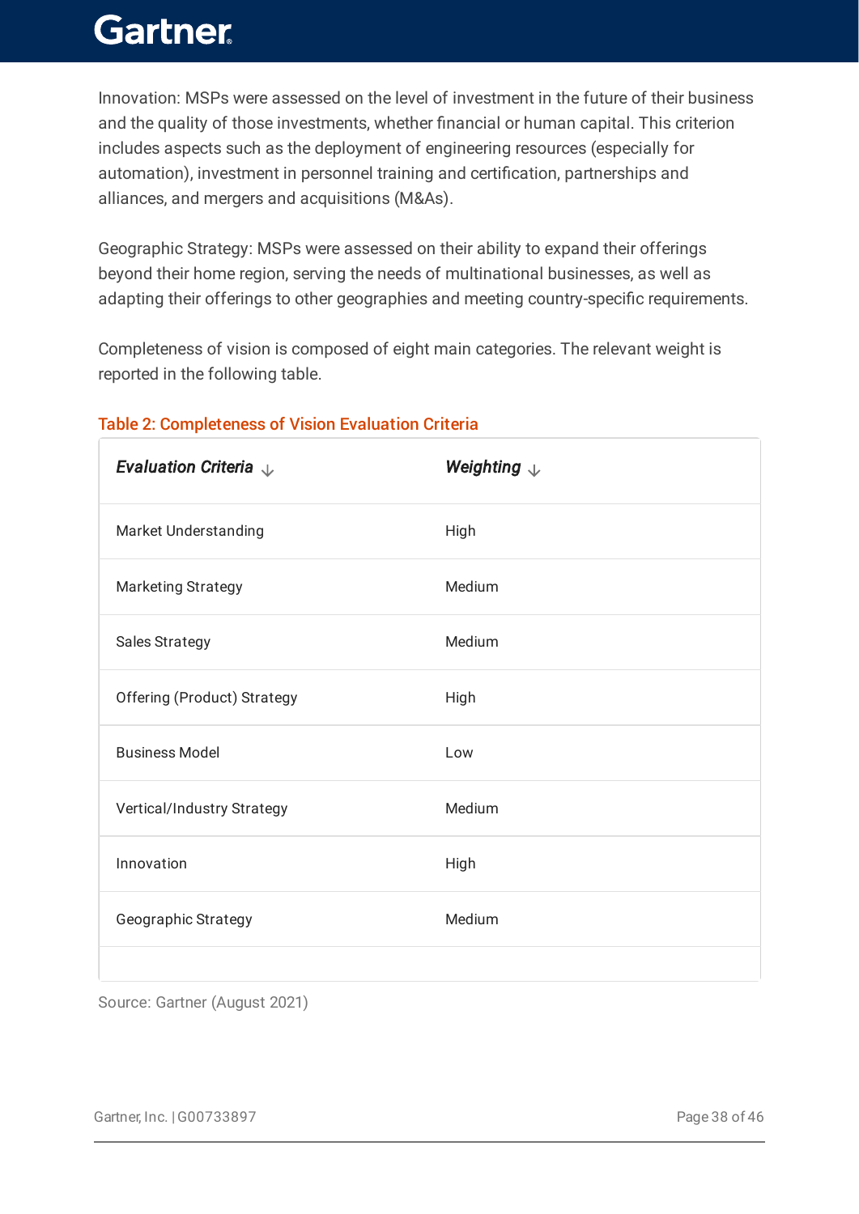Innovation: MSPs were assessed on the level of investment in the future of their business and the quality of those investments, whether financial or human capital. This criterion includes aspects such as the deployment of engineering resources (especially for automation), investment in personnel training and certification, partnerships and alliances, and mergers and acquisitions (M&As).

Geographic Strategy: MSPs were assessed on their ability to expand their offerings beyond their home region, serving the needs of multinational businesses, as well as adapting their offerings to other geographies and meeting country-specific requirements.

Completeness of vision is composed of eight main categories. The relevant weight is reported in the following table.

### Table 2: Completeness of Vision Evaluation Criteria

| *Evaluation Criteria* | *Weighting* |
|---|---|
| Market Understanding | High |
| Marketing Strategy | Medium |
| Sales Strategy | Medium |
| Offering (Product) Strategy | High |
| Business Model | Low |
| Vertical/Industry Strategy | Medium |
| Innovation | High |
| Geographic Strategy | Medium |

Source: Gartner (August 2021)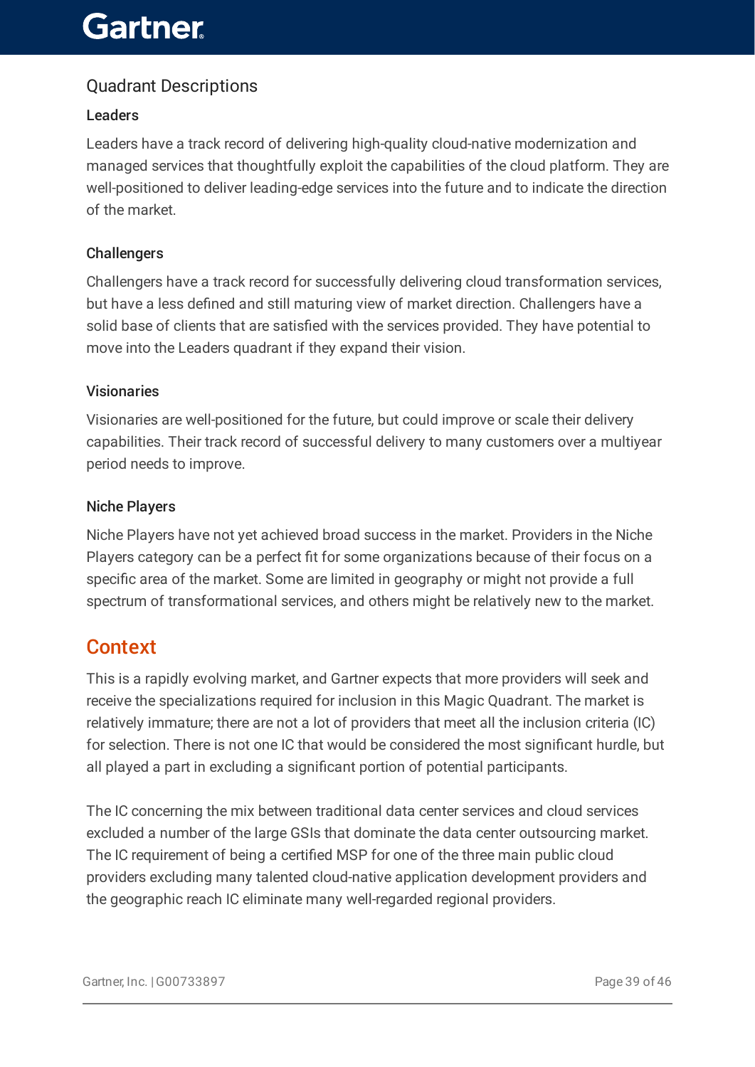### Quadrant Descriptions

#### Leaders

Leaders have a track record of delivering high-quality cloud-native modernization and managed services that thoughtfully exploit the capabilities of the cloud platform. They are well-positioned to deliver leading-edge services into the future and to indicate the direction of the market.

#### Challengers

Challengers have a track record for successfully delivering cloud transformation services, but have a less defined and still maturing view of market direction. Challengers have a solid base of clients that are satisfied with the services provided. They have potential to move into the Leaders quadrant if they expand their vision.

#### Visionaries

Visionaries are well-positioned for the future, but could improve or scale their delivery capabilities. Their track record of successful delivery to many customers over a multiyear period needs to improve.

#### Niche Players

Niche Players have not yet achieved broad success in the market. Providers in the Niche Players category can be a perfect fit for some organizations because of their focus on a specific area of the market. Some are limited in geography or might not provide a full spectrum of transformational services, and others might be relatively new to the market.

## Context

This is a rapidly evolving market, and Gartner expects that more providers will seek and receive the specializations required for inclusion in this Magic Quadrant. The market is relatively immature; there are not a lot of providers that meet all the inclusion criteria (IC) for selection. There is not one IC that would be considered the most significant hurdle, but all played a part in excluding a significant portion of potential participants.

The IC concerning the mix between traditional data center services and cloud services excluded a number of the large GSIs that dominate the data center outsourcing market. The IC requirement of being a certified MSP for one of the three main public cloud providers excluding many talented cloud-native application development providers and the geographic reach IC eliminate many well-regarded regional providers.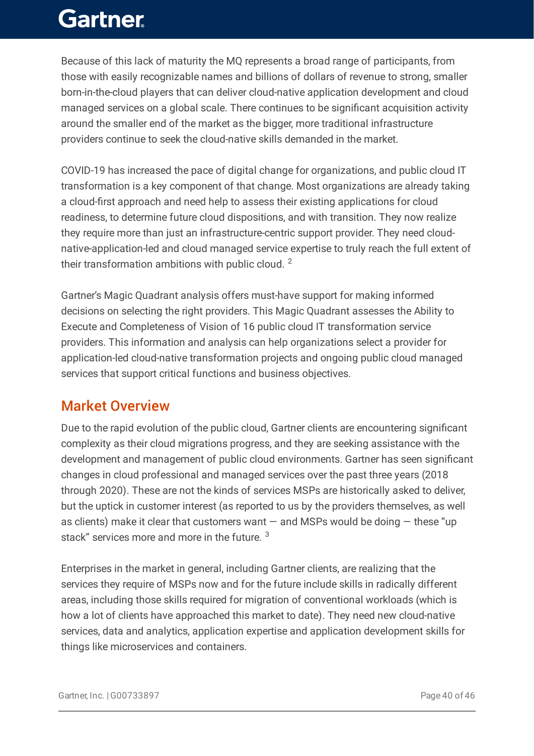Because of this lack of maturity the MQ represents a broad range of participants, from those with easily recognizable names and billions of dollars of revenue to strong, smaller born-in-the-cloud players that can deliver cloud-native application development and cloud managed services on a global scale. There continues to be significant acquisition activity around the smaller end of the market as the bigger, more traditional infrastructure providers continue to seek the cloud-native skills demanded in the market.

COVID-19 has increased the pace of digital change for organizations, and public cloud IT transformation is a key component of that change. Most organizations are already taking a cloud-first approach and need help to assess their existing applications for cloud readiness, to determine future cloud dispositions, and with transition. They now realize they require more than just an infrastructure-centric support provider. They need cloud-native-application-led and cloud managed service expertise to truly reach the full extent of their transformation ambitions with public cloud. [2]

Gartner's Magic Quadrant analysis offers must-have support for making informed decisions on selecting the right providers. This Magic Quadrant assesses the Ability to Execute and Completeness of Vision of 16 public cloud IT transformation service providers. This information and analysis can help organizations select a provider for application-led cloud-native transformation projects and ongoing public cloud managed services that support critical functions and business objectives.

## Market Overview

Due to the rapid evolution of the public cloud, Gartner clients are encountering significant complexity as their cloud migrations progress, and they are seeking assistance with the development and management of public cloud environments. Gartner has seen significant changes in cloud professional and managed services over the past three years (2018 through 2020). These are not the kinds of services MSPs are historically asked to deliver, but the uptick in customer interest (as reported to us by the providers themselves, as well as clients) make it clear that customers want — and MSPs would be doing — these "up stack" services more and more in the future. [3]

Enterprises in the market in general, including Gartner clients, are realizing that the services they require of MSPs now and for the future include skills in radically different areas, including those skills required for migration of conventional workloads (which is how a lot of clients have approached this market to date). They need new cloud-native services, data and analytics, application expertise and application development skills for things like microservices and containers.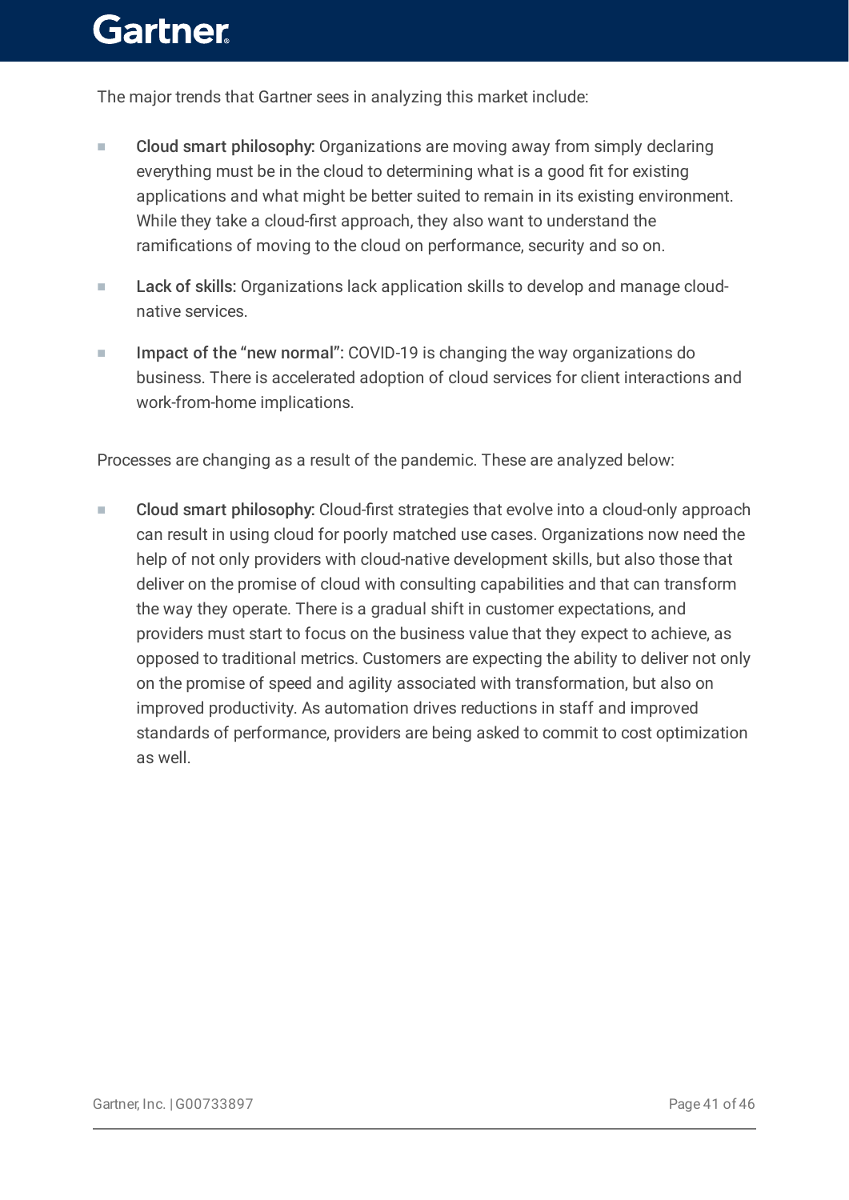The major trends that Gartner sees in analyzing this market include:

- **Cloud smart philosophy:** Organizations are moving away from simply declaring everything must be in the cloud to determining what is a good fit for existing applications and what might be better suited to remain in its existing environment. While they take a cloud-first approach, they also want to understand the ramifications of moving to the cloud on performance, security and so on.
- **Lack of skills:** Organizations lack application skills to develop and manage cloud-native services.
- **Impact of the "new normal":** COVID-19 is changing the way organizations do business. There is accelerated adoption of cloud services for client interactions and work-from-home implications.

Processes are changing as a result of the pandemic. These are analyzed below:

- **Cloud smart philosophy:** Cloud-first strategies that evolve into a cloud-only approach can result in using cloud for poorly matched use cases. Organizations now need the help of not only providers with cloud-native development skills, but also those that deliver on the promise of cloud with consulting capabilities and that can transform the way they operate. There is a gradual shift in customer expectations, and providers must start to focus on the business value that they expect to achieve, as opposed to traditional metrics. Customers are expecting the ability to deliver not only on the promise of speed and agility associated with transformation, but also on improved productivity. As automation drives reductions in staff and improved standards of performance, providers are being asked to commit to cost optimization as well.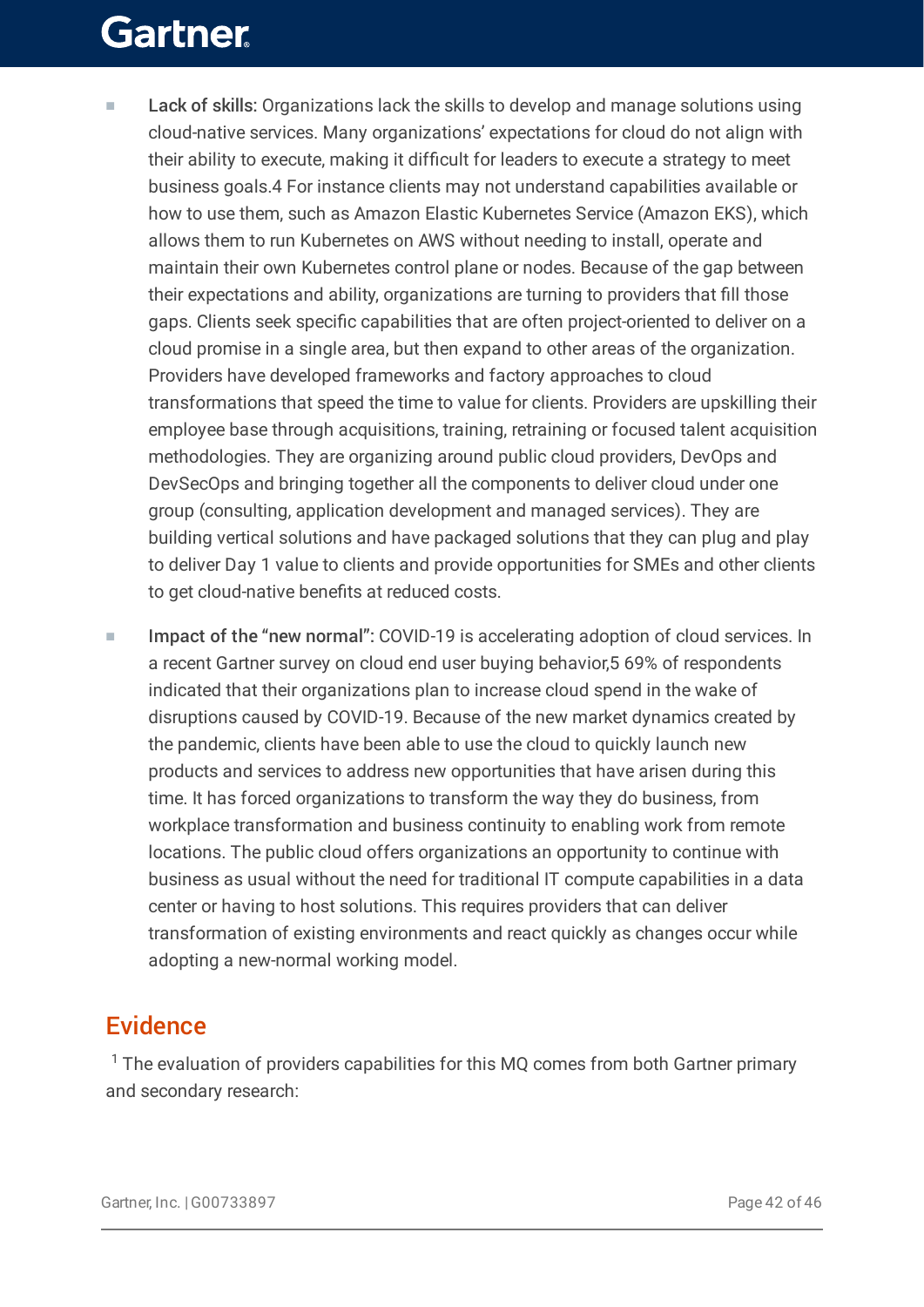- **Lack of skills:** Organizations lack the skills to develop and manage solutions using cloud-native services. Many organizations' expectations for cloud do not align with their ability to execute, making it difficult for leaders to execute a strategy to meet business goals.4 For instance clients may not understand capabilities available or how to use them, such as Amazon Elastic Kubernetes Service (Amazon EKS), which allows them to run Kubernetes on AWS without needing to install, operate and maintain their own Kubernetes control plane or nodes. Because of the gap between their expectations and ability, organizations are turning to providers that fill those gaps. Clients seek specific capabilities that are often project-oriented to deliver on a cloud promise in a single area, but then expand to other areas of the organization. Providers have developed frameworks and factory approaches to cloud transformations that speed the time to value for clients. Providers are upskilling their employee base through acquisitions, training, retraining or focused talent acquisition methodologies. They are organizing around public cloud providers, DevOps and DevSecOps and bringing together all the components to deliver cloud under one group (consulting, application development and managed services). They are building vertical solutions and have packaged solutions that they can plug and play to deliver Day 1 value to clients and provide opportunities for SMEs and other clients to get cloud-native benefits at reduced costs.

- **Impact of the "new normal":** COVID-19 is accelerating adoption of cloud services. In a recent Gartner survey on cloud end user buying behavior,5 69% of respondents indicated that their organizations plan to increase cloud spend in the wake of disruptions caused by COVID-19. Because of the new market dynamics created by the pandemic, clients have been able to use the cloud to quickly launch new products and services to address new opportunities that have arisen during this time. It has forced organizations to transform the way they do business, from workplace transformation and business continuity to enabling work from remote locations. The public cloud offers organizations an opportunity to continue with business as usual without the need for traditional IT compute capabilities in a data center or having to host solutions. This requires providers that can deliver transformation of existing environments and react quickly as changes occur while adopting a new-normal working model.

## Evidence

[1] The evaluation of providers capabilities for this MQ comes from both Gartner primary and secondary research: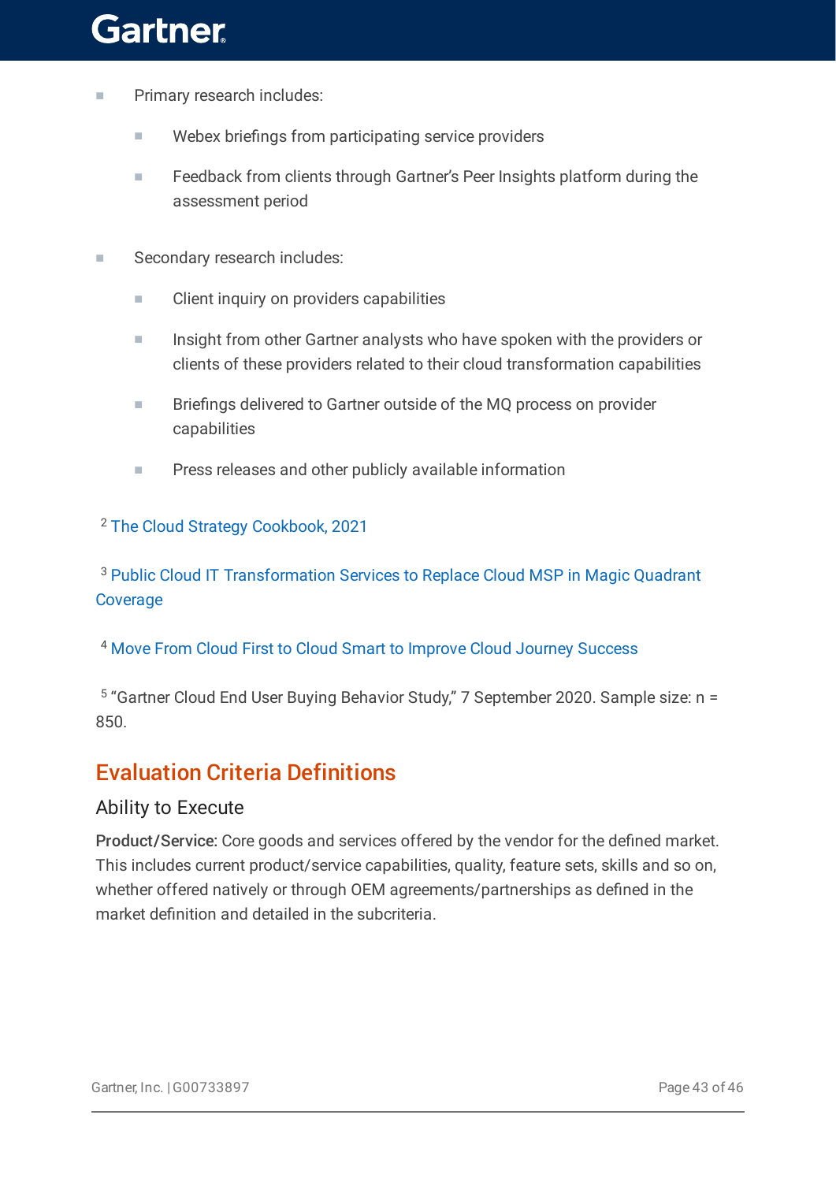- Primary research includes:
  - Webex briefings from participating service providers
  - Feedback from clients through Gartner's Peer Insights platform during the assessment period
- Secondary research includes:
  - Client inquiry on providers capabilities
  - Insight from other Gartner analysts who have spoken with the providers or clients of these providers related to their cloud transformation capabilities
  - Briefings delivered to Gartner outside of the MQ process on provider capabilities
  - Press releases and other publicly available information

[2] The Cloud Strategy Cookbook, 2021

[3] Public Cloud IT Transformation Services to Replace Cloud MSP in Magic Quadrant Coverage

[4] Move From Cloud First to Cloud Smart to Improve Cloud Journey Success

[5] "Gartner Cloud End User Buying Behavior Study," 7 September 2020. Sample size: n = 850.

## Evaluation Criteria Definitions

### Ability to Execute

**Product/Service:** Core goods and services offered by the vendor for the defined market. This includes current product/service capabilities, quality, feature sets, skills and so on, whether offered natively or through OEM agreements/partnerships as defined in the market definition and detailed in the subcriteria.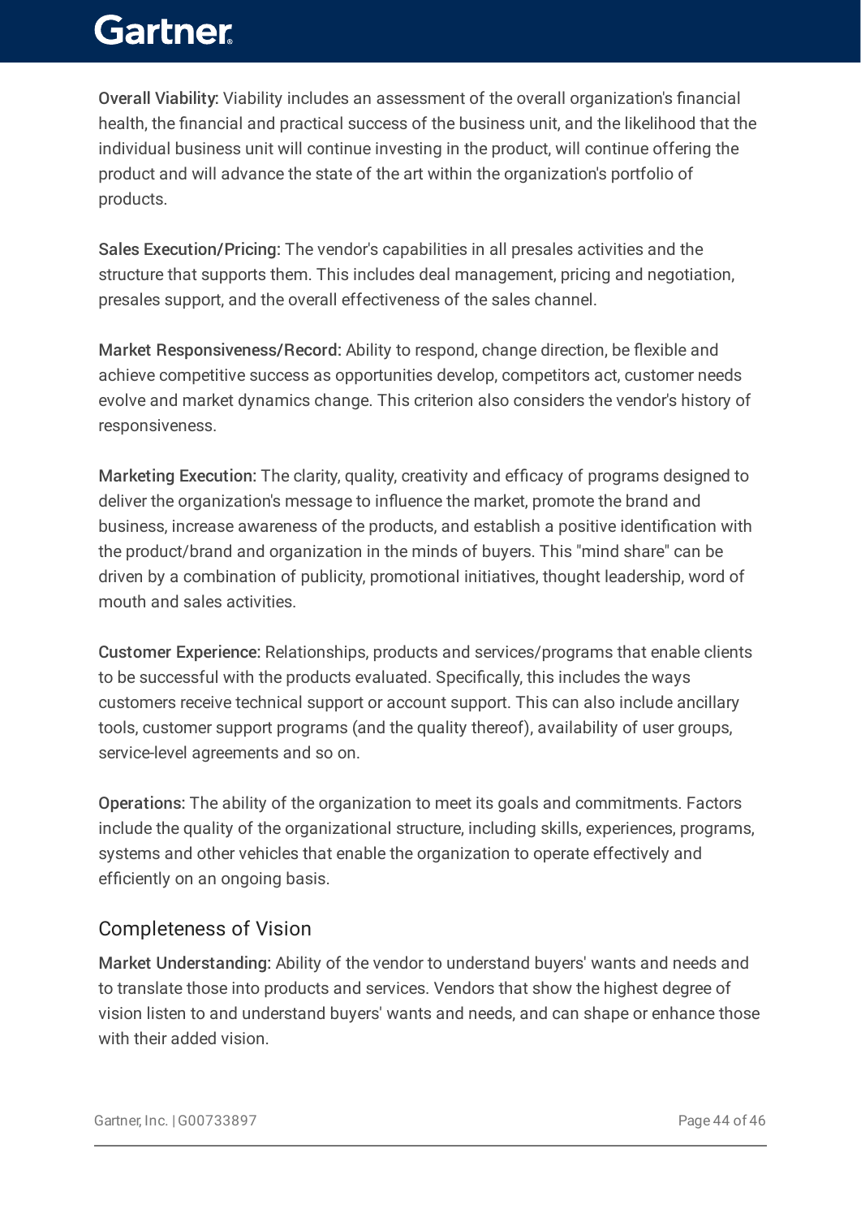**Overall Viability:** Viability includes an assessment of the overall organization's financial health, the financial and practical success of the business unit, and the likelihood that the individual business unit will continue investing in the product, will continue offering the product and will advance the state of the art within the organization's portfolio of products.

**Sales Execution/Pricing:** The vendor's capabilities in all presales activities and the structure that supports them. This includes deal management, pricing and negotiation, presales support, and the overall effectiveness of the sales channel.

**Market Responsiveness/Record:** Ability to respond, change direction, be flexible and achieve competitive success as opportunities develop, competitors act, customer needs evolve and market dynamics change. This criterion also considers the vendor's history of responsiveness.

**Marketing Execution:** The clarity, quality, creativity and efficacy of programs designed to deliver the organization's message to influence the market, promote the brand and business, increase awareness of the products, and establish a positive identification with the product/brand and organization in the minds of buyers. This "mind share" can be driven by a combination of publicity, promotional initiatives, thought leadership, word of mouth and sales activities.

**Customer Experience:** Relationships, products and services/programs that enable clients to be successful with the products evaluated. Specifically, this includes the ways customers receive technical support or account support. This can also include ancillary tools, customer support programs (and the quality thereof), availability of user groups, service-level agreements and so on.

**Operations:** The ability of the organization to meet its goals and commitments. Factors include the quality of the organizational structure, including skills, experiences, programs, systems and other vehicles that enable the organization to operate effectively and efficiently on an ongoing basis.

## Completeness of Vision

**Market Understanding:** Ability of the vendor to understand buyers' wants and needs and to translate those into products and services. Vendors that show the highest degree of vision listen to and understand buyers' wants and needs, and can shape or enhance those with their added vision.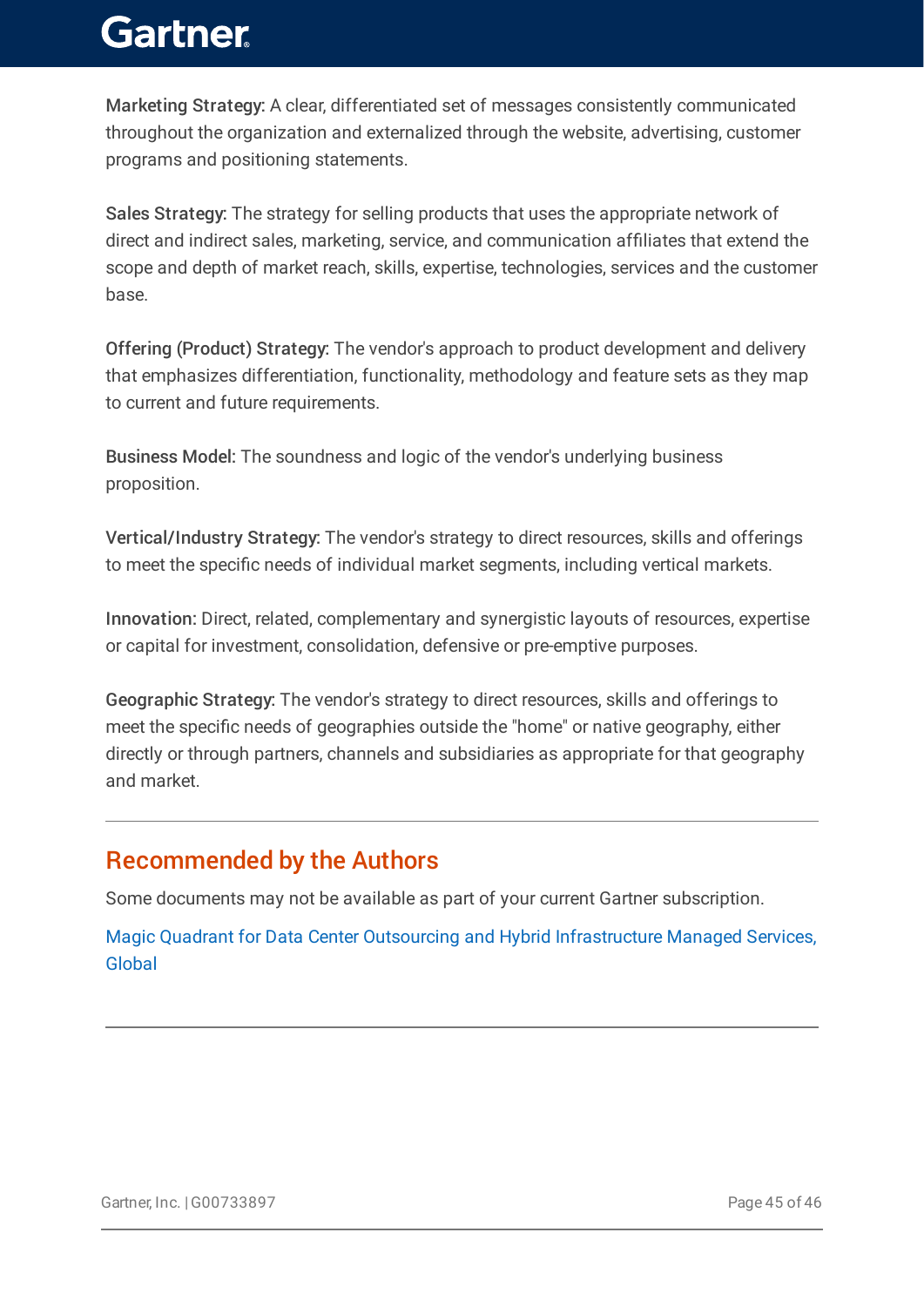Marketing Strategy: A clear, differentiated set of messages consistently communicated throughout the organization and externalized through the website, advertising, customer programs and positioning statements.

Sales Strategy: The strategy for selling products that uses the appropriate network of direct and indirect sales, marketing, service, and communication affiliates that extend the scope and depth of market reach, skills, expertise, technologies, services and the customer base.

Offering (Product) Strategy: The vendor's approach to product development and delivery that emphasizes differentiation, functionality, methodology and feature sets as they map to current and future requirements.

Business Model: The soundness and logic of the vendor's underlying business proposition.

Vertical/Industry Strategy: The vendor's strategy to direct resources, skills and offerings to meet the specific needs of individual market segments, including vertical markets.

Innovation: Direct, related, complementary and synergistic layouts of resources, expertise or capital for investment, consolidation, defensive or pre-emptive purposes.

Geographic Strategy: The vendor's strategy to direct resources, skills and offerings to meet the specific needs of geographies outside the "home" or native geography, either directly or through partners, channels and subsidiaries as appropriate for that geography and market.

---

## Recommended by the Authors

Some documents may not be available as part of your current Gartner subscription.

Magic Quadrant for Data Center Outsourcing and Hybrid Infrastructure Managed Services, Global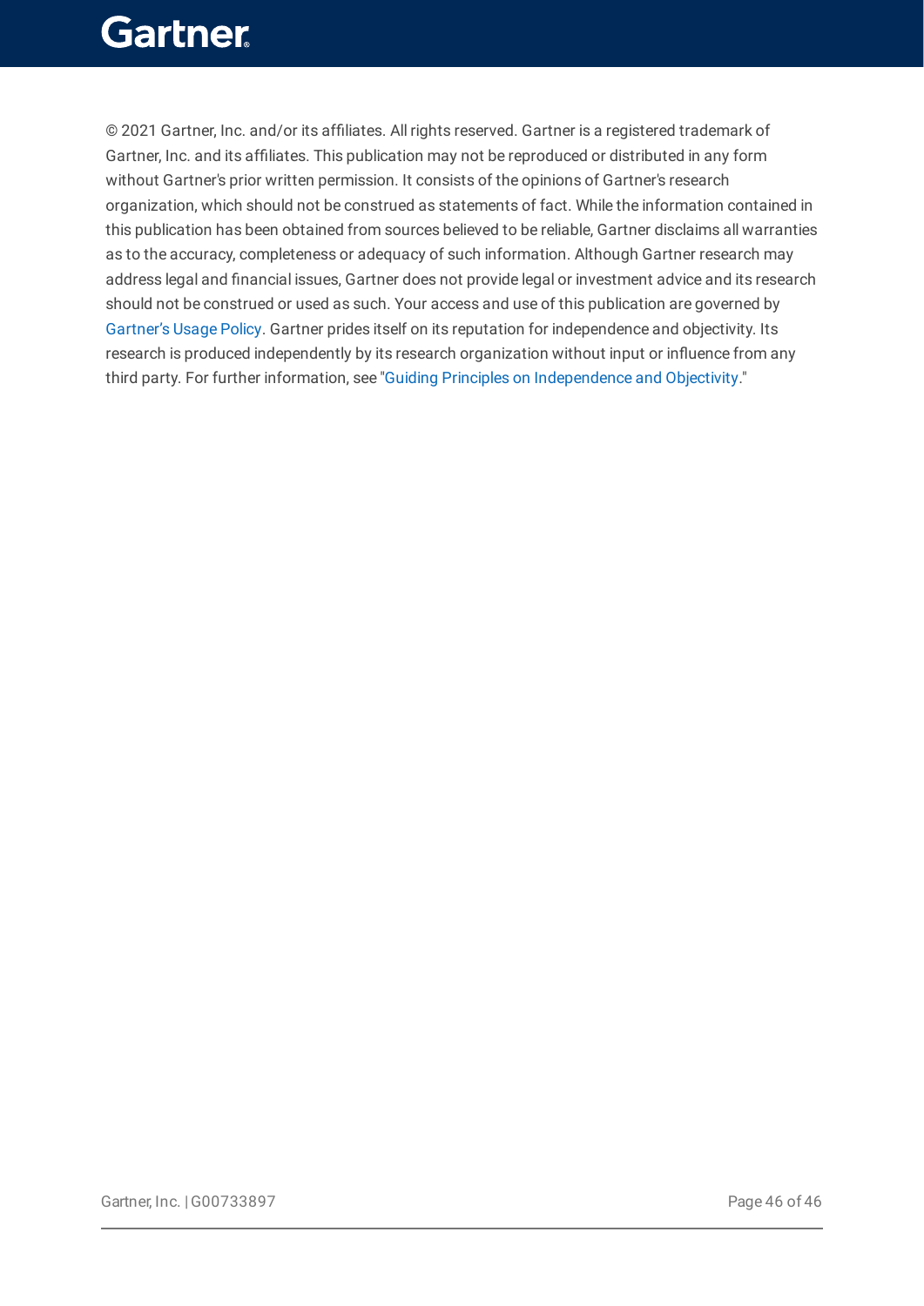© 2021 Gartner, Inc. and/or its affiliates. All rights reserved. Gartner is a registered trademark of Gartner, Inc. and its affiliates. This publication may not be reproduced or distributed in any form without Gartner's prior written permission. It consists of the opinions of Gartner's research organization, which should not be construed as statements of fact. While the information contained in this publication has been obtained from sources believed to be reliable, Gartner disclaims all warranties as to the accuracy, completeness or adequacy of such information. Although Gartner research may address legal and financial issues, Gartner does not provide legal or investment advice and its research should not be construed or used as such. Your access and use of this publication are governed by Gartner's Usage Policy. Gartner prides itself on its reputation for independence and objectivity. Its research is produced independently by its research organization without input or influence from any third party. For further information, see "Guiding Principles on Independence and Objectivity."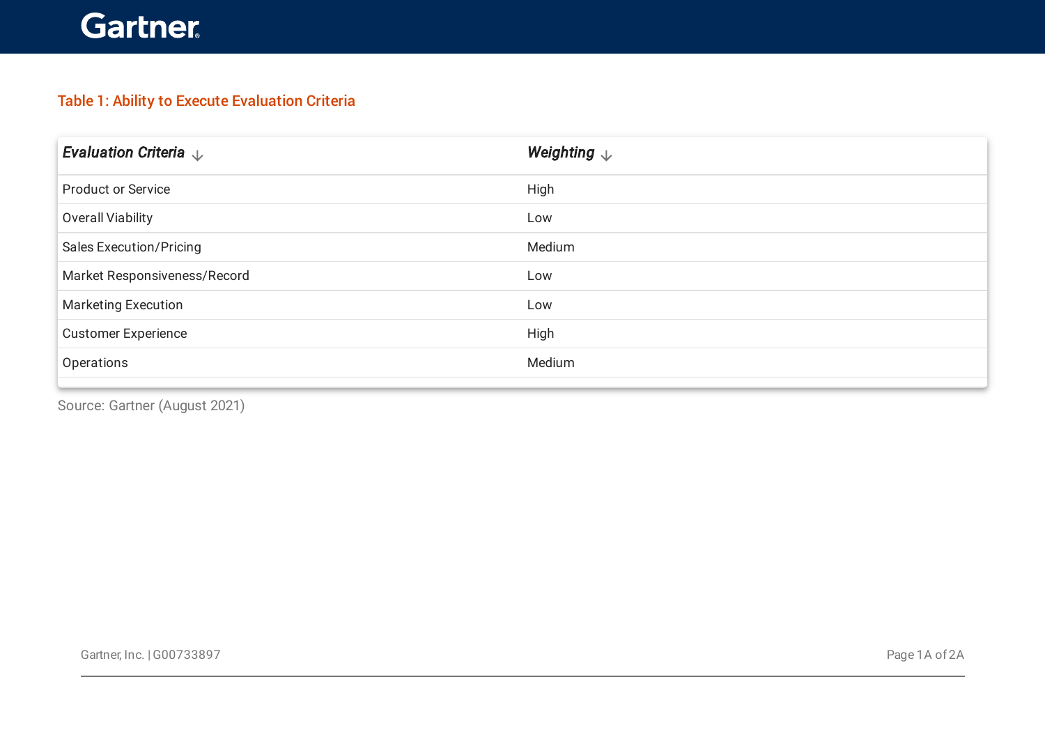### Table 1: Ability to Execute Evaluation Criteria

| *Evaluation Criteria* | *Weighting* |
| --- | --- |
| Product or Service | High |
| Overall Viability | Low |
| Sales Execution/Pricing | Medium |
| Market Responsiveness/Record | Low |
| Marketing Execution | Low |
| Customer Experience | High |
| Operations | Medium |

Source: Gartner (August 2021)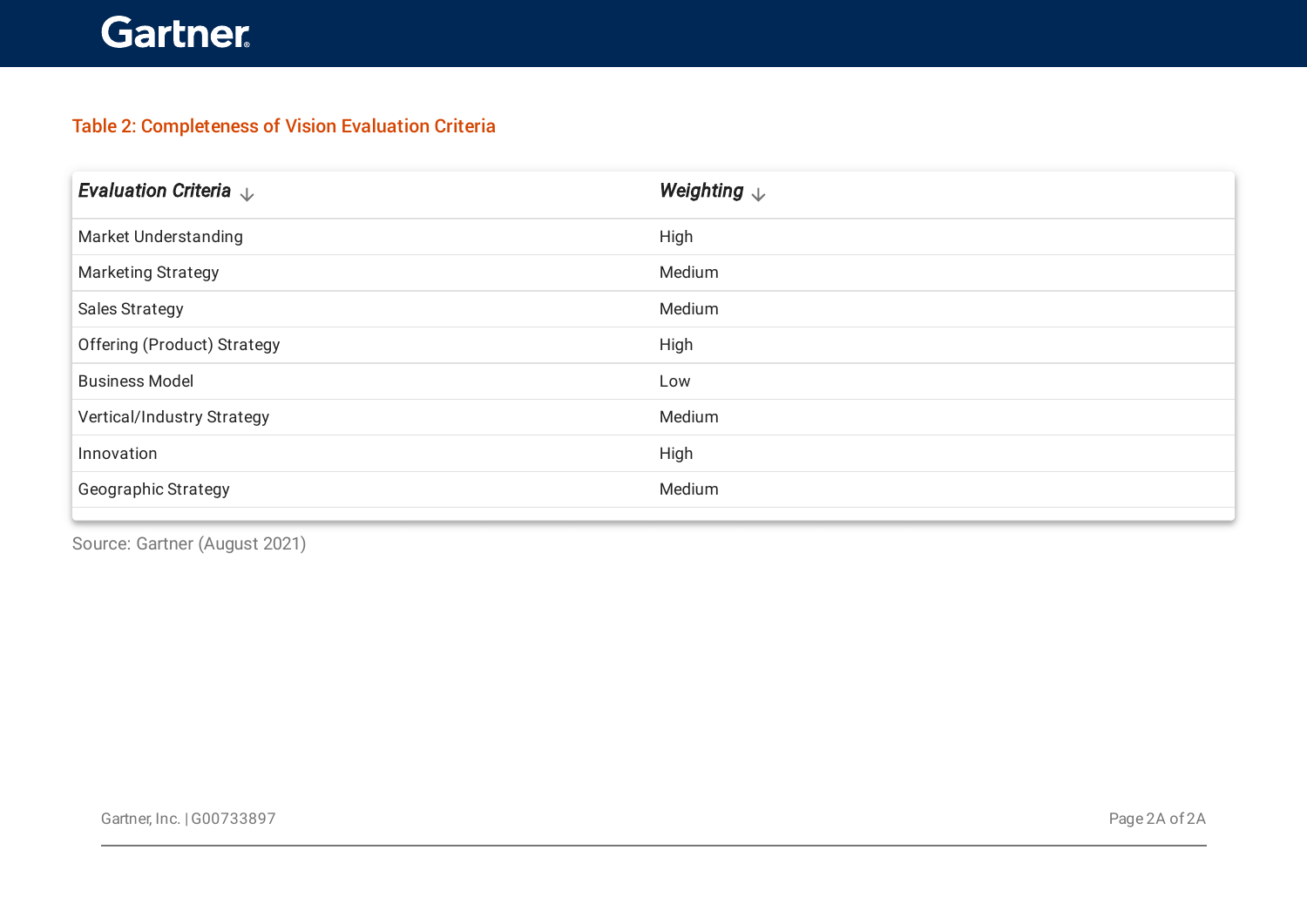### Table 2: Completeness of Vision Evaluation Criteria

| *Evaluation Criteria* | *Weighting* |
|---|---|
| Market Understanding | High |
| Marketing Strategy | Medium |
| Sales Strategy | Medium |
| Offering (Product) Strategy | High |
| Business Model | Low |
| Vertical/Industry Strategy | Medium |
| Innovation | High |
| Geographic Strategy | Medium |

Source: Gartner (August 2021)